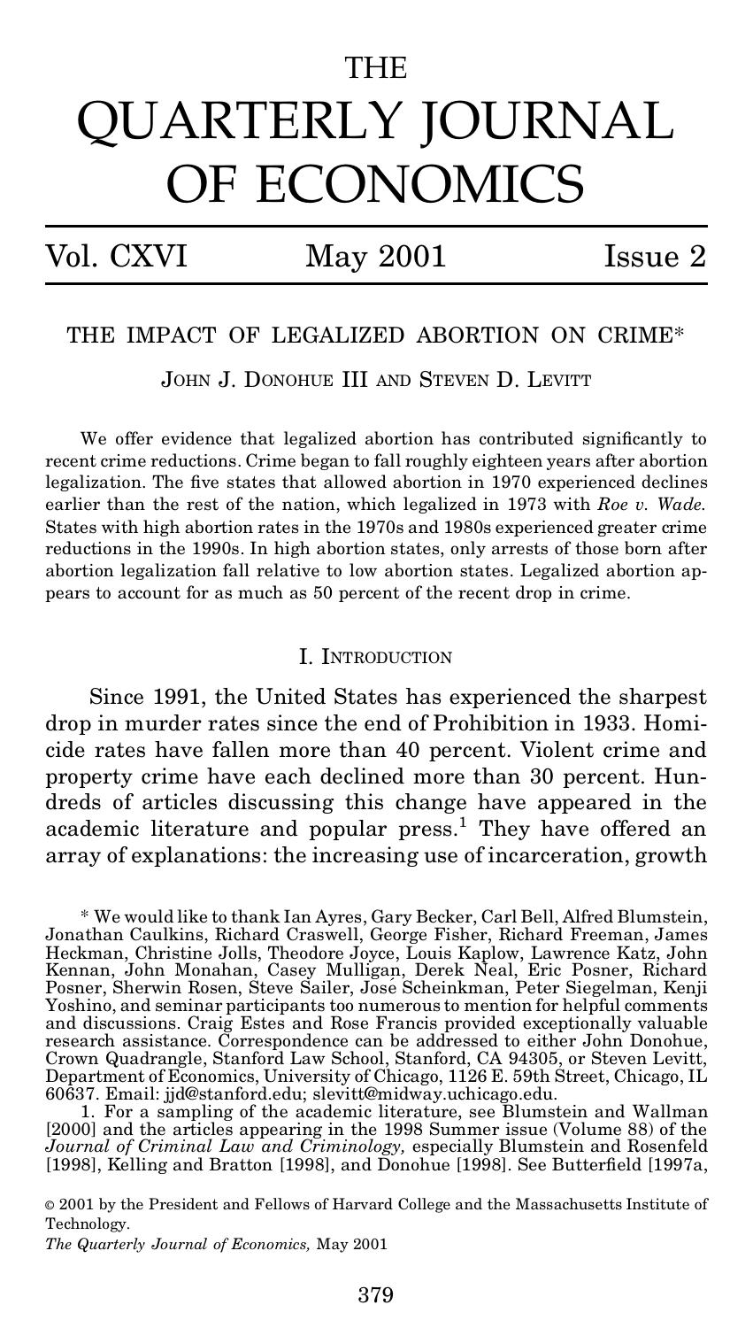# THE QUARTERLY JOURNAL OF ECONOMICS

Vol. CXVI May 2001 Issue 2

## THE IMPACT OF LEGALIZED ABORTION ON CRIME*

JOHN J. DONOHUE III AND STEVEN D. LEVITT

We offer evidence that legalized abortion has contributed significantly to recent crime reductions. Crime began to fall roughly eighteen years after abortion legalization. The five states that allowed abortion in 1970 experienced declines earlier than the rest of the nation, which legalized in 1973 with *Roe v. Wade*. States with high abortion rates in the 1970s and 1980s experienced greater crime reductions in the 1990s. In high abortion states, only arrests of those born after abortion legalization fall relative to low abortion states. Legalized abortion appears to account for as much as 50 percent of the recent drop in crime.

### I. INTRODUCTION

Since 1991, the United States has experienced the sharpest drop in murder rates since the end of Prohibition in 1933. Homicide rates have fallen more than 40 percent. Violent crime and property crime have each declined more than 30 percent. Hundreds of articles discussing this change have appeared in the academic literature and popular press.[1] They have offered an array of explanations: the increasing use of incarceration, growth

\* We would like to thank Ian Ayres, Gary Becker, Carl Bell, Alfred Blumstein, Jonathan Caulkins, Richard Craswell, George Fisher, Richard Freeman, James Heckman, Christine Jolls, Theodore Joyce, Louis Kaplow, Lawrence Katz, John Kennan, John Monahan, Casey Mulligan, Derek Neal, Eric Posner, Richard Posner, Sherwin Rosen, Steve Sailer, José Scheinkman, Peter Siegelman, Kenji Yoshino, and seminar participants too numerous to mention for helpful comments and discussions. Craig Estes and Rose Francis provided exceptionally valuable research assistance. Correspondence can be addressed to either John Donohue, Crown Quadrangle, Stanford Law School, Stanford, CA 94305, or Steven Levitt, Department of Economics, University of Chicago, 1126 E. 59th Street, Chicago, IL 60637. Email: jjd@stanford.edu; slevitt@midway.uchicago.edu.

1. For a sampling of the academic literature, see Blumstein and Wallman [2000] and the articles appearing in the 1998 Summer issue (Volume 88) of the *Journal of Criminal Law and Criminology,* especially Blumstein and Rosenfeld [1998], Kelling and Bratton [1998], and Donohue [1998]. See Butterfield [1997a,

© 2001 by the President and Fellows of Harvard College and the Massachusetts Institute of Technology.

*The Quarterly Journal of Economics,* May 2001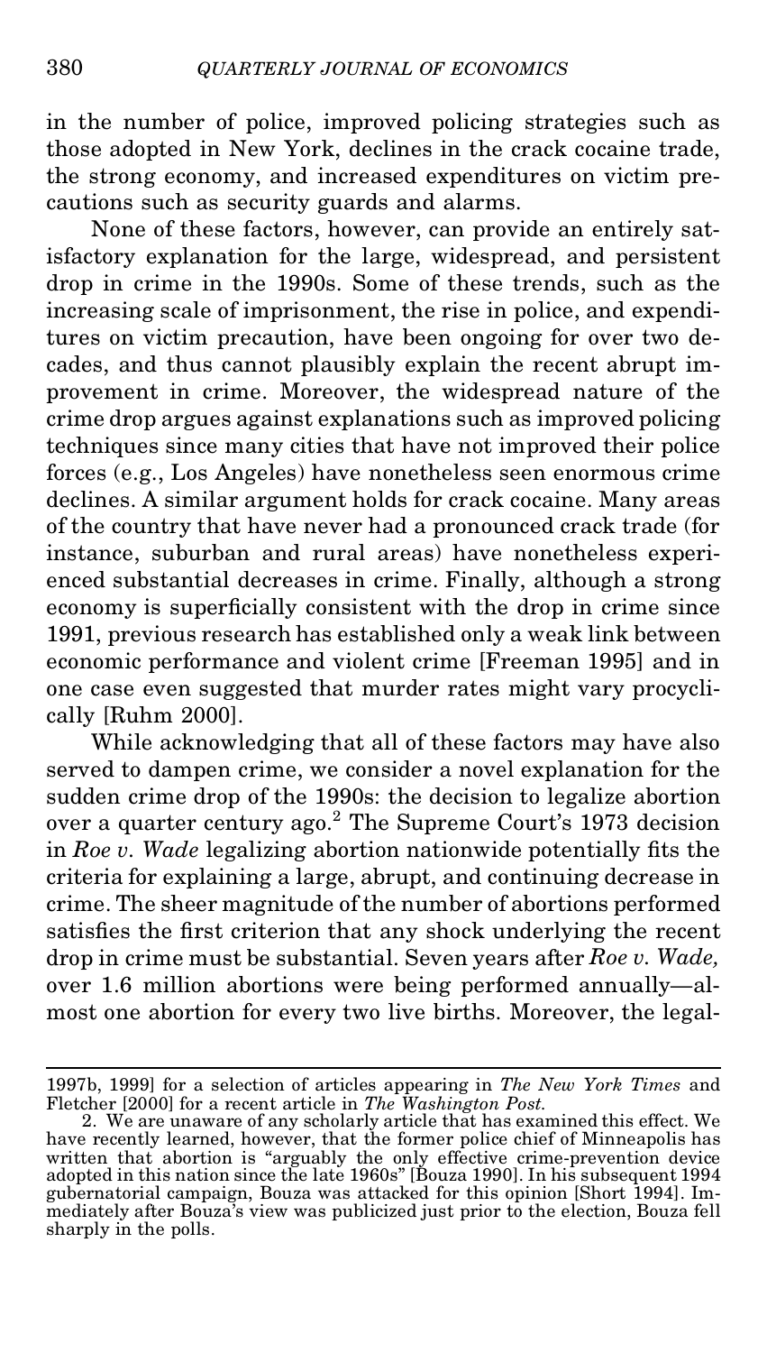in the number of police, improved policing strategies such as those adopted in New York, declines in the crack cocaine trade, the strong economy, and increased expenditures on victim precautions such as security guards and alarms.

None of these factors, however, can provide an entirely satisfactory explanation for the large, widespread, and persistent drop in crime in the 1990s. Some of these trends, such as the increasing scale of imprisonment, the rise in police, and expenditures on victim precaution, have been ongoing for over two decades, and thus cannot plausibly explain the recent abrupt improvement in crime. Moreover, the widespread nature of the crime drop argues against explanations such as improved policing techniques since many cities that have not improved their police forces (e.g., Los Angeles) have nonetheless seen enormous crime declines. A similar argument holds for crack cocaine. Many areas of the country that have never had a pronounced crack trade (for instance, suburban and rural areas) have nonetheless experienced substantial decreases in crime. Finally, although a strong economy is superficially consistent with the drop in crime since 1991, previous research has established only a weak link between economic performance and violent crime [Freeman 1995] and in one case even suggested that murder rates might vary procyclically [Ruhm 2000].

While acknowledging that all of these factors may have also served to dampen crime, we consider a novel explanation for the sudden crime drop of the 1990s: the decision to legalize abortion over a quarter century ago.[2] The Supreme Court's 1973 decision in *Roe v. Wade* legalizing abortion nationwide potentially fits the criteria for explaining a large, abrupt, and continuing decrease in crime. The sheer magnitude of the number of abortions performed satisfies the first criterion that any shock underlying the recent drop in crime must be substantial. Seven years after *Roe v. Wade,* over 1.6 million abortions were being performed annually—almost one abortion for every two live births. Moreover, the legal-

---

1997b, 1999] for a selection of articles appearing in *The New York Times* and Fletcher [2000] for a recent article in *The Washington Post*.

2. We are unaware of any scholarly article that has examined this effect. We have recently learned, however, that the former police chief of Minneapolis has written that abortion is "arguably the only effective crime-prevention device adopted in this nation since the late 1960s" [Bouza 1990]. In his subsequent 1994 gubernatorial campaign, Bouza was attacked for this opinion [Short 1994]. Immediately after Bouza's view was publicized just prior to the election, Bouza fell sharply in the polls.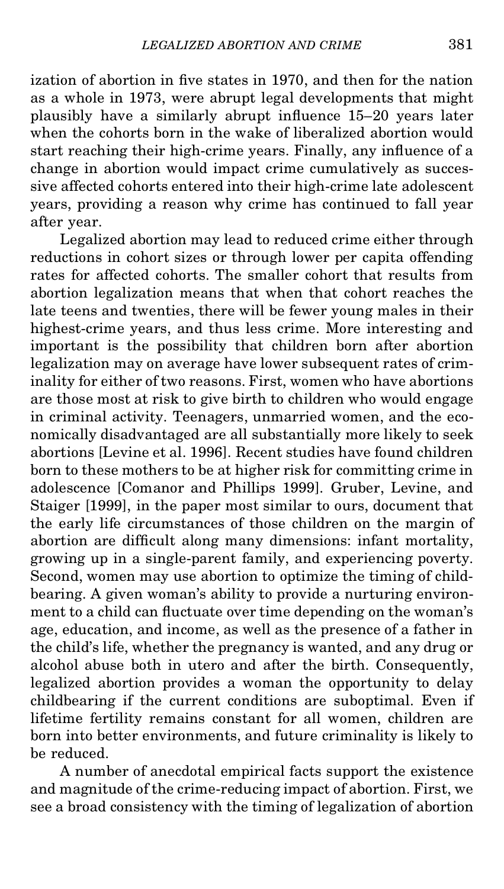ization of abortion in five states in 1970, and then for the nation as a whole in 1973, were abrupt legal developments that might plausibly have a similarly abrupt influence 15–20 years later when the cohorts born in the wake of liberalized abortion would start reaching their high-crime years. Finally, any influence of a change in abortion would impact crime cumulatively as successive affected cohorts entered into their high-crime late adolescent years, providing a reason why crime has continued to fall year after year.

Legalized abortion may lead to reduced crime either through reductions in cohort sizes or through lower per capita offending rates for affected cohorts. The smaller cohort that results from abortion legalization means that when that cohort reaches the late teens and twenties, there will be fewer young males in their highest-crime years, and thus less crime. More interesting and important is the possibility that children born after abortion legalization may on average have lower subsequent rates of criminality for either of two reasons. First, women who have abortions are those most at risk to give birth to children who would engage in criminal activity. Teenagers, unmarried women, and the economically disadvantaged are all substantially more likely to seek abortions [Levine et al. 1996]. Recent studies have found children born to these mothers to be at higher risk for committing crime in adolescence [Comanor and Phillips 1999]. Gruber, Levine, and Staiger [1999], in the paper most similar to ours, document that the early life circumstances of those children on the margin of abortion are difficult along many dimensions: infant mortality, growing up in a single-parent family, and experiencing poverty. Second, women may use abortion to optimize the timing of childbearing. A given woman's ability to provide a nurturing environment to a child can fluctuate over time depending on the woman's age, education, and income, as well as the presence of a father in the child's life, whether the pregnancy is wanted, and any drug or alcohol abuse both in utero and after the birth. Consequently, legalized abortion provides a woman the opportunity to delay childbearing if the current conditions are suboptimal. Even if lifetime fertility remains constant for all women, children are born into better environments, and future criminality is likely to be reduced.

A number of anecdotal empirical facts support the existence and magnitude of the crime-reducing impact of abortion. First, we see a broad consistency with the timing of legalization of abortion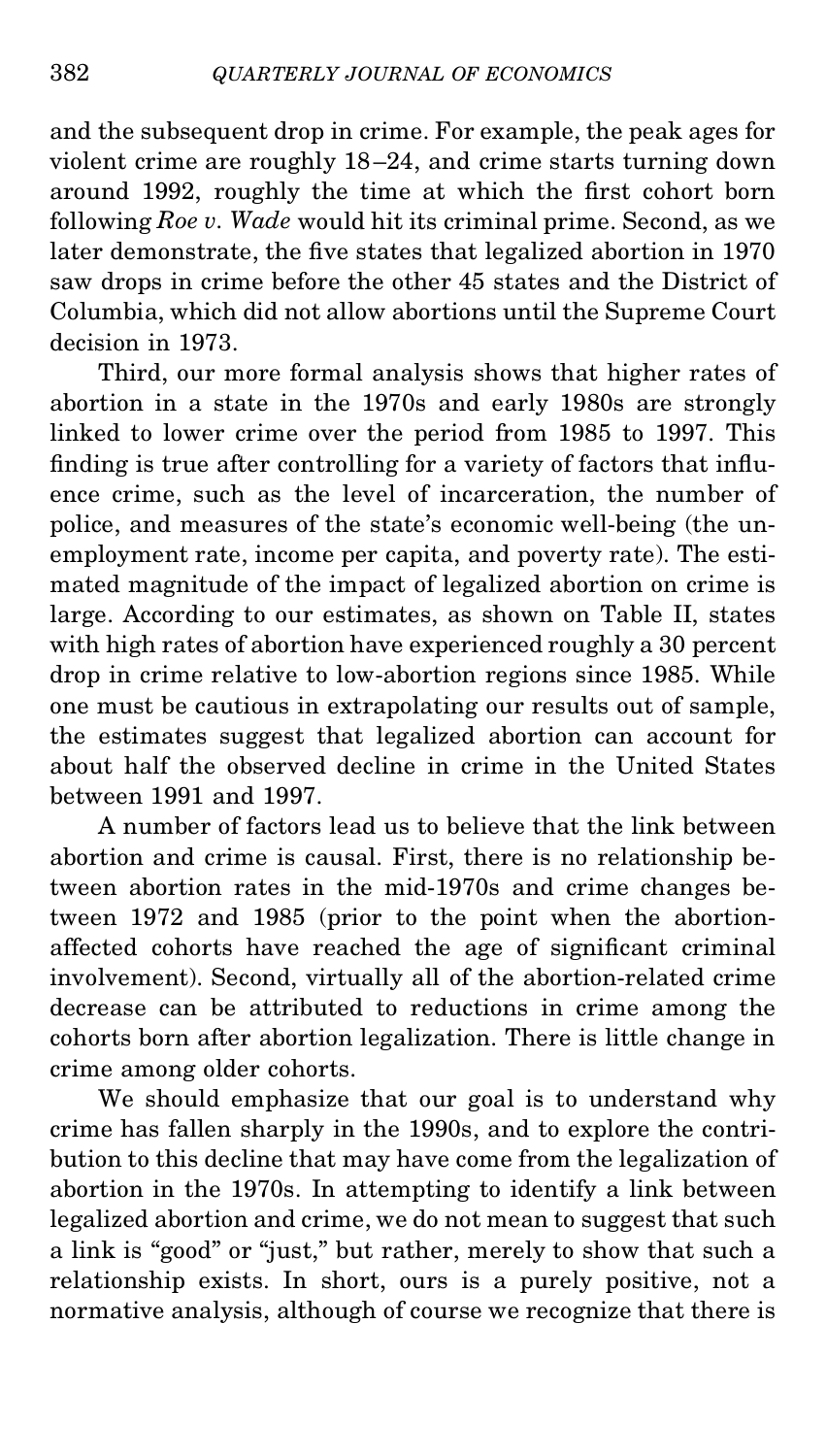and the subsequent drop in crime. For example, the peak ages for violent crime are roughly 18–24, and crime starts turning down around 1992, roughly the time at which the first cohort born following *Roe v. Wade* would hit its criminal prime. Second, as we later demonstrate, the five states that legalized abortion in 1970 saw drops in crime before the other 45 states and the District of Columbia, which did not allow abortions until the Supreme Court decision in 1973.

Third, our more formal analysis shows that higher rates of abortion in a state in the 1970s and early 1980s are strongly linked to lower crime over the period from 1985 to 1997. This finding is true after controlling for a variety of factors that influence crime, such as the level of incarceration, the number of police, and measures of the state's economic well-being (the unemployment rate, income per capita, and poverty rate). The estimated magnitude of the impact of legalized abortion on crime is large. According to our estimates, as shown on Table II, states with high rates of abortion have experienced roughly a 30 percent drop in crime relative to low-abortion regions since 1985. While one must be cautious in extrapolating our results out of sample, the estimates suggest that legalized abortion can account for about half the observed decline in crime in the United States between 1991 and 1997.

A number of factors lead us to believe that the link between abortion and crime is causal. First, there is no relationship between abortion rates in the mid-1970s and crime changes between 1972 and 1985 (prior to the point when the abortion-affected cohorts have reached the age of significant criminal involvement). Second, virtually all of the abortion-related crime decrease can be attributed to reductions in crime among the cohorts born after abortion legalization. There is little change in crime among older cohorts.

We should emphasize that our goal is to understand why crime has fallen sharply in the 1990s, and to explore the contribution to this decline that may have come from the legalization of abortion in the 1970s. In attempting to identify a link between legalized abortion and crime, we do not mean to suggest that such a link is "good" or "just," but rather, merely to show that such a relationship exists. In short, ours is a purely positive, not a normative analysis, although of course we recognize that there is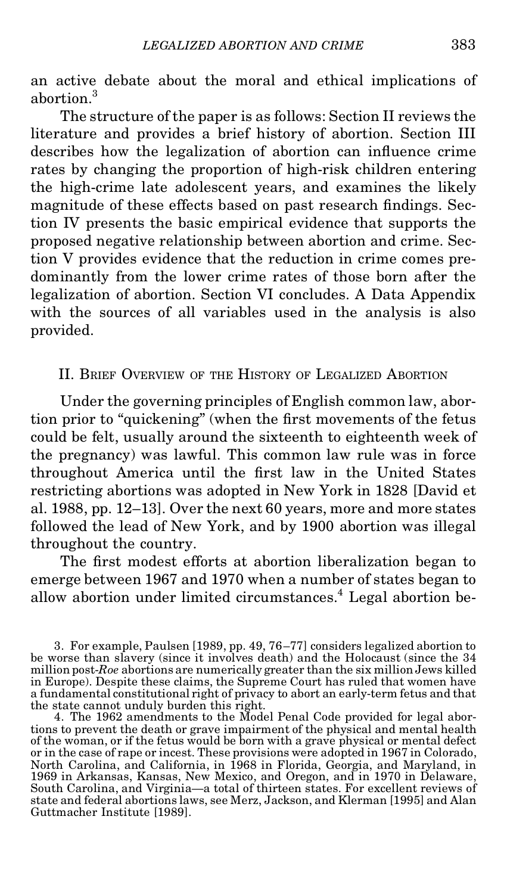an active debate about the moral and ethical implications of abortion.[3]

The structure of the paper is as follows: Section II reviews the literature and provides a brief history of abortion. Section III describes how the legalization of abortion can influence crime rates by changing the proportion of high-risk children entering the high-crime late adolescent years, and examines the likely magnitude of these effects based on past research findings. Section IV presents the basic empirical evidence that supports the proposed negative relationship between abortion and crime. Section V provides evidence that the reduction in crime comes predominantly from the lower crime rates of those born after the legalization of abortion. Section VI concludes. A Data Appendix with the sources of all variables used in the analysis is also provided.

## II. Brief Overview of the History of Legalized Abortion

Under the governing principles of English common law, abortion prior to "quickening" (when the first movements of the fetus could be felt, usually around the sixteenth to eighteenth week of the pregnancy) was lawful. This common law rule was in force throughout America until the first law in the United States restricting abortions was adopted in New York in 1828 [David et al. 1988, pp. 12–13]. Over the next 60 years, more and more states followed the lead of New York, and by 1900 abortion was illegal throughout the country.

The first modest efforts at abortion liberalization began to emerge between 1967 and 1970 when a number of states began to allow abortion under limited circumstances.[4] Legal abortion be-

3. For example, Paulsen [1989, pp. 49, 76–77] considers legalized abortion to be worse than slavery (since it involves death) and the Holocaust (since the 34 million post-*Roe* abortions are numerically greater than the six million Jews killed in Europe). Despite these claims, the Supreme Court has ruled that women have a fundamental constitutional right of privacy to abort an early-term fetus and that the state cannot unduly burden this right.

4. The 1962 amendments to the Model Penal Code provided for legal abortions to prevent the death or grave impairment of the physical and mental health of the woman, or if the fetus would be born with a grave physical or mental defect or in the case of rape or incest. These provisions were adopted in 1967 in Colorado, North Carolina, and California, in 1968 in Florida, Georgia, and Maryland, in 1969 in Arkansas, Kansas, New Mexico, and Oregon, and in 1970 in Delaware, South Carolina, and Virginia—a total of thirteen states. For excellent reviews of state and federal abortions laws, see Merz, Jackson, and Klerman [1995] and Alan Guttmacher Institute [1989].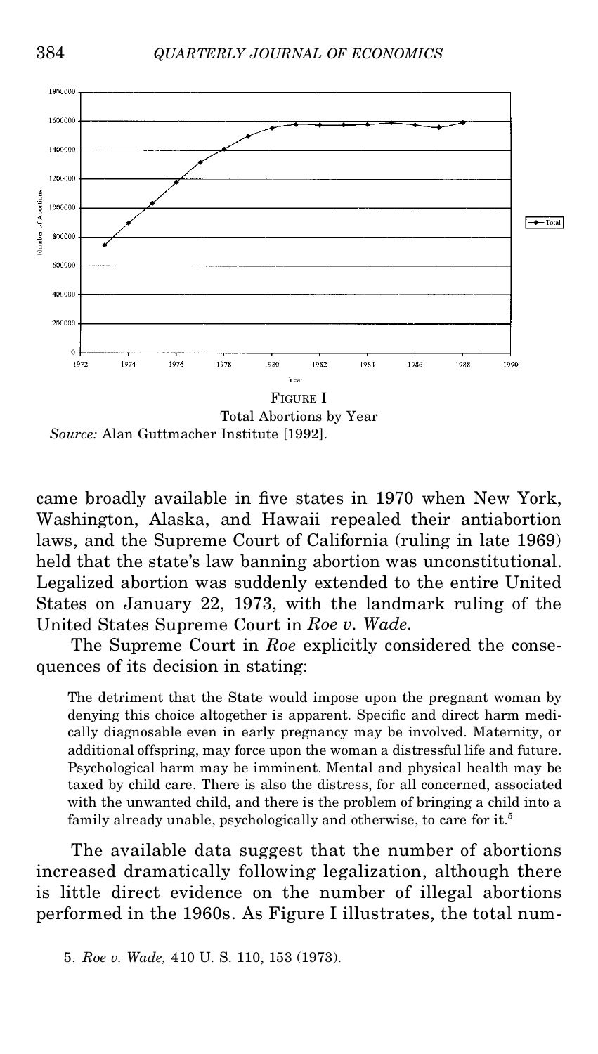FIGURE I
Total Abortions by Year
*Source:* Alan Guttmacher Institute [1992].

came broadly available in five states in 1970 when New York, Washington, Alaska, and Hawaii repealed their antiabortion laws, and the Supreme Court of California (ruling in late 1969) held that the state's law banning abortion was unconstitutional. Legalized abortion was suddenly extended to the entire United States on January 22, 1973, with the landmark ruling of the United States Supreme Court in *Roe v. Wade*.

The Supreme Court in *Roe* explicitly considered the consequences of its decision in stating:

> The detriment that the State would impose upon the pregnant woman by denying this choice altogether is apparent. Specific and direct harm medically diagnosable even in early pregnancy may be involved. Maternity, or additional offspring, may force upon the woman a distressful life and future. Psychological harm may be imminent. Mental and physical health may be taxed by child care. There is also the distress, for all concerned, associated with the unwanted child, and there is the problem of bringing a child into a family already unable, psychologically and otherwise, to care for it.[5]

The available data suggest that the number of abortions increased dramatically following legalization, although there is little direct evidence on the number of illegal abortions performed in the 1960s. As Figure I illustrates, the total num-

5. *Roe v. Wade,* 410 U. S. 110, 153 (1973).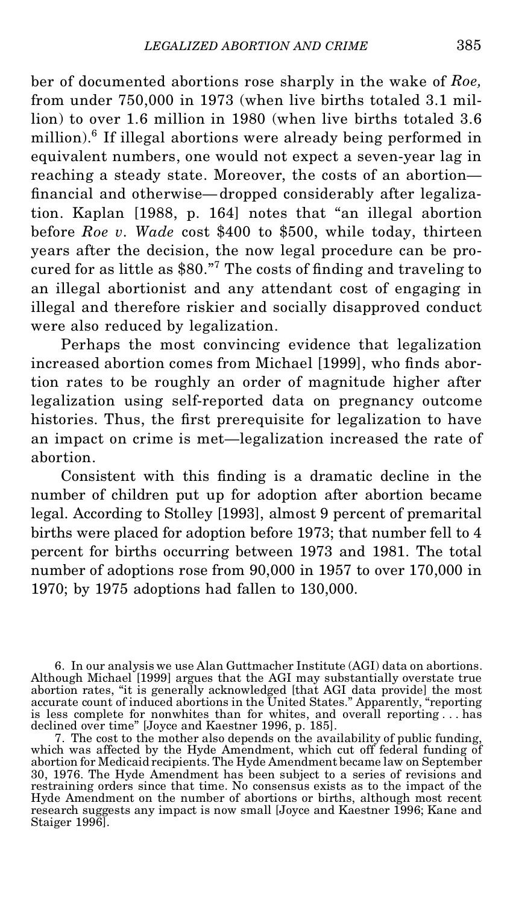ber of documented abortions rose sharply in the wake of *Roe,* from under 750,000 in 1973 (when live births totaled 3.1 million) to over 1.6 million in 1980 (when live births totaled 3.6 million).[6] If illegal abortions were already being performed in equivalent numbers, one would not expect a seven-year lag in reaching a steady state. Moreover, the costs of an abortion—financial and otherwise—dropped considerably after legalization. Kaplan [1988, p. 164] notes that "an illegal abortion before *Roe v. Wade* cost $400 to $500, while today, thirteen years after the decision, the now legal procedure can be procured for as little as $80."[7] The costs of finding and traveling to an illegal abortionist and any attendant cost of engaging in illegal and therefore riskier and socially disapproved conduct were also reduced by legalization.

Perhaps the most convincing evidence that legalization increased abortion comes from Michael [1999], who finds abortion rates to be roughly an order of magnitude higher after legalization using self-reported data on pregnancy outcome histories. Thus, the first prerequisite for legalization to have an impact on crime is met—legalization increased the rate of abortion.

Consistent with this finding is a dramatic decline in the number of children put up for adoption after abortion became legal. According to Stolley [1993], almost 9 percent of premarital births were placed for adoption before 1973; that number fell to 4 percent for births occurring between 1973 and 1981. The total number of adoptions rose from 90,000 in 1957 to over 170,000 in 1970; by 1975 adoptions had fallen to 130,000.

6. In our analysis we use Alan Guttmacher Institute (AGI) data on abortions. Although Michael [1999] argues that the AGI may substantially overstate true abortion rates, "it is generally acknowledged [that AGI data provide] the most accurate count of induced abortions in the United States." Apparently, "reporting is less complete for nonwhites than for whites, and overall reporting . . . has declined over time" [Joyce and Kaestner 1996, p. 185].

7. The cost to the mother also depends on the availability of public funding, which was affected by the Hyde Amendment, which cut off federal funding of abortion for Medicaid recipients. The Hyde Amendment became law on September 30, 1976. The Hyde Amendment has been subject to a series of revisions and restraining orders since that time. No consensus exists as to the impact of the Hyde Amendment on the number of abortions or births, although most recent research suggests any impact is now small [Joyce and Kaestner 1996; Kane and Staiger 1996].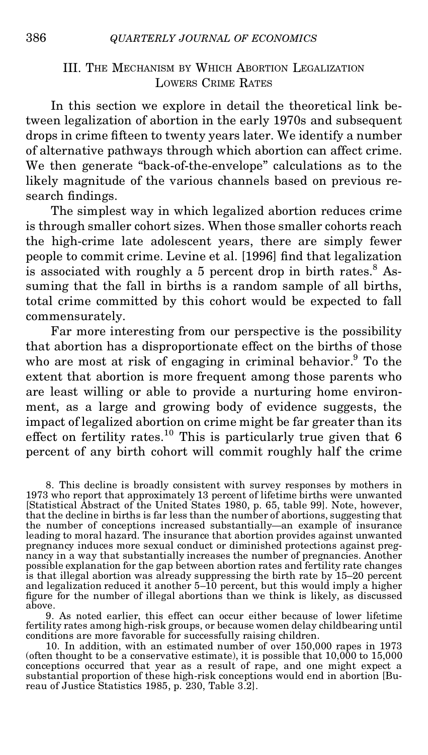## III. The Mechanism by Which Abortion Legalization Lowers Crime Rates

In this section we explore in detail the theoretical link between legalization of abortion in the early 1970s and subsequent drops in crime fifteen to twenty years later. We identify a number of alternative pathways through which abortion can affect crime. We then generate "back-of-the-envelope" calculations as to the likely magnitude of the various channels based on previous research findings.

The simplest way in which legalized abortion reduces crime is through smaller cohort sizes. When those smaller cohorts reach the high-crime late adolescent years, there are simply fewer people to commit crime. Levine et al. [1996] find that legalization is associated with roughly a 5 percent drop in birth rates.[8] Assuming that the fall in births is a random sample of all births, total crime committed by this cohort would be expected to fall commensurately.

Far more interesting from our perspective is the possibility that abortion has a disproportionate effect on the births of those who are most at risk of engaging in criminal behavior.[9] To the extent that abortion is more frequent among those parents who are least willing or able to provide a nurturing home environment, as a large and growing body of evidence suggests, the impact of legalized abortion on crime might be far greater than its effect on fertility rates.[10] This is particularly true given that 6 percent of any birth cohort will commit roughly half the crime

8. This decline is broadly consistent with survey responses by mothers in 1973 who report that approximately 13 percent of lifetime births were unwanted [Statistical Abstract of the United States 1980, p. 65, table 99]. Note, however, that the decline in births is far less than the number of abortions, suggesting that the number of conceptions increased substantially—an example of insurance leading to moral hazard. The insurance that abortion provides against unwanted pregnancy induces more sexual conduct or diminished protections against pregnancy in a way that substantially increases the number of pregnancies. Another possible explanation for the gap between abortion rates and fertility rate changes is that illegal abortion was already suppressing the birth rate by 15–20 percent and legalization reduced it another 5–10 percent, but this would imply a higher figure for the number of illegal abortions than we think is likely, as discussed above.

9. As noted earlier, this effect can occur either because of lower lifetime fertility rates among high-risk groups, or because women delay childbearing until conditions are more favorable for successfully raising children.

10. In addition, with an estimated number of over 150,000 rapes in 1973 (often thought to be a conservative estimate), it is possible that 10,000 to 15,000 conceptions occurred that year as a result of rape, and one might expect a substantial proportion of these high-risk conceptions would end in abortion [Bureau of Justice Statistics 1985, p. 230, Table 3.2].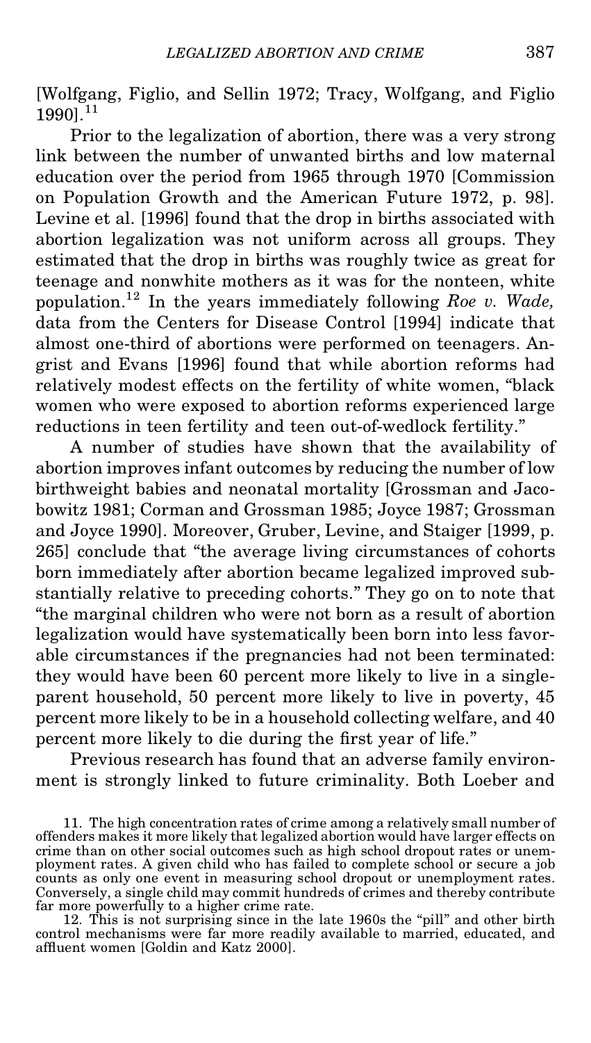[Wolfgang, Figlio, and Sellin 1972; Tracy, Wolfgang, and Figlio 1990].[11]

Prior to the legalization of abortion, there was a very strong link between the number of unwanted births and low maternal education over the period from 1965 through 1970 [Commission on Population Growth and the American Future 1972, p. 98]. Levine et al. [1996] found that the drop in births associated with abortion legalization was not uniform across all groups. They estimated that the drop in births was roughly twice as great for teenage and nonwhite mothers as it was for the nonteen, white population.[12] In the years immediately following *Roe v. Wade,* data from the Centers for Disease Control [1994] indicate that almost one-third of abortions were performed on teenagers. Angrist and Evans [1996] found that while abortion reforms had relatively modest effects on the fertility of white women, "black women who were exposed to abortion reforms experienced large reductions in teen fertility and teen out-of-wedlock fertility."

A number of studies have shown that the availability of abortion improves infant outcomes by reducing the number of low birthweight babies and neonatal mortality [Grossman and Jacobowitz 1981; Corman and Grossman 1985; Joyce 1987; Grossman and Joyce 1990]. Moreover, Gruber, Levine, and Staiger [1999, p. 265] conclude that "the average living circumstances of cohorts born immediately after abortion became legalized improved substantially relative to preceding cohorts." They go on to note that "the marginal children who were not born as a result of abortion legalization would have systematically been born into less favorable circumstances if the pregnancies had not been terminated: they would have been 60 percent more likely to live in a single-parent household, 50 percent more likely to live in poverty, 45 percent more likely to be in a household collecting welfare, and 40 percent more likely to die during the first year of life."

Previous research has found that an adverse family environment is strongly linked to future criminality. Both Loeber and

11. The high concentration rates of crime among a relatively small number of offenders makes it more likely that legalized abortion would have larger effects on crime than on other social outcomes such as high school dropout rates or unemployment rates. A given child who has failed to complete school or secure a job counts as only one event in measuring school dropout or unemployment rates. Conversely, a single child may commit hundreds of crimes and thereby contribute far more powerfully to a higher crime rate.

12. This is not surprising since in the late 1960s the "pill" and other birth control mechanisms were far more readily available to married, educated, and affluent women [Goldin and Katz 2000].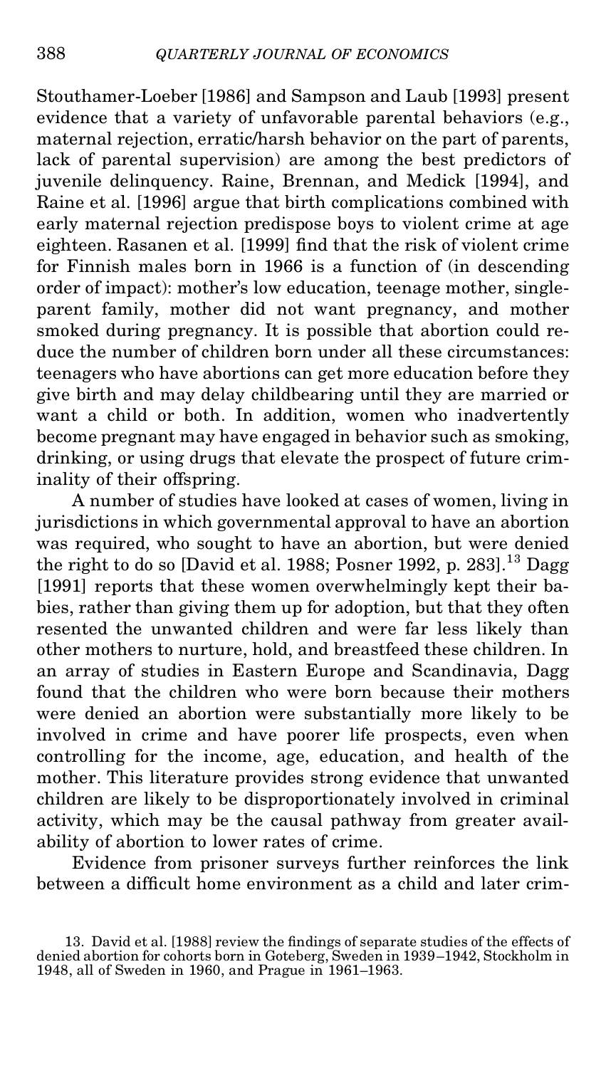Stouthamer-Loeber [1986] and Sampson and Laub [1993] present evidence that a variety of unfavorable parental behaviors (e.g., maternal rejection, erratic/harsh behavior on the part of parents, lack of parental supervision) are among the best predictors of juvenile delinquency. Raine, Brennan, and Medick [1994], and Raine et al. [1996] argue that birth complications combined with early maternal rejection predispose boys to violent crime at age eighteen. Rasanen et al. [1999] find that the risk of violent crime for Finnish males born in 1966 is a function of (in descending order of impact): mother's low education, teenage mother, single-parent family, mother did not want pregnancy, and mother smoked during pregnancy. It is possible that abortion could reduce the number of children born under all these circumstances: teenagers who have abortions can get more education before they give birth and may delay childbearing until they are married or want a child or both. In addition, women who inadvertently become pregnant may have engaged in behavior such as smoking, drinking, or using drugs that elevate the prospect of future criminality of their offspring.

A number of studies have looked at cases of women, living in jurisdictions in which governmental approval to have an abortion was required, who sought to have an abortion, but were denied the right to do so [David et al. 1988; Posner 1992, p. 283].[13] Dagg [1991] reports that these women overwhelmingly kept their babies, rather than giving them up for adoption, but that they often resented the unwanted children and were far less likely than other mothers to nurture, hold, and breastfeed these children. In an array of studies in Eastern Europe and Scandinavia, Dagg found that the children who were born because their mothers were denied an abortion were substantially more likely to be involved in crime and have poorer life prospects, even when controlling for the income, age, education, and health of the mother. This literature provides strong evidence that unwanted children are likely to be disproportionately involved in criminal activity, which may be the causal pathway from greater availability of abortion to lower rates of crime.

Evidence from prisoner surveys further reinforces the link between a difficult home environment as a child and later crim-

13. David et al. [1988] review the findings of separate studies of the effects of denied abortion for cohorts born in Goteberg, Sweden in 1939–1942, Stockholm in 1948, all of Sweden in 1960, and Prague in 1961–1963.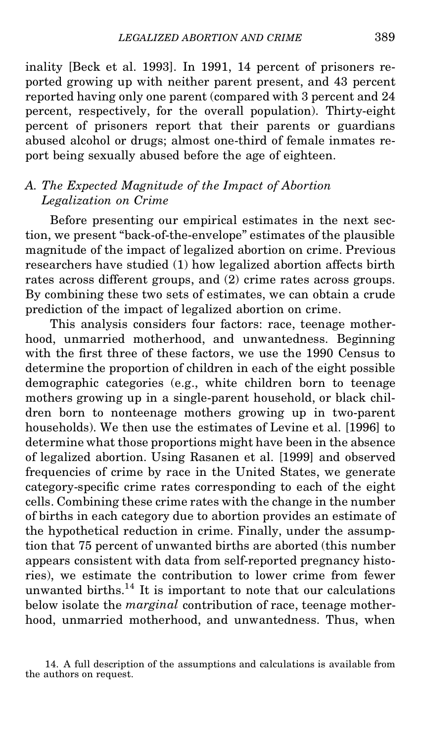inality [Beck et al. 1993]. In 1991, 14 percent of prisoners reported growing up with neither parent present, and 43 percent reported having only one parent (compared with 3 percent and 24 percent, respectively, for the overall population). Thirty-eight percent of prisoners report that their parents or guardians abused alcohol or drugs; almost one-third of female inmates report being sexually abused before the age of eighteen.

### *A. The Expected Magnitude of the Impact of Abortion Legalization on Crime*

Before presenting our empirical estimates in the next section, we present "back-of-the-envelope" estimates of the plausible magnitude of the impact of legalized abortion on crime. Previous researchers have studied (1) how legalized abortion affects birth rates across different groups, and (2) crime rates across groups. By combining these two sets of estimates, we can obtain a crude prediction of the impact of legalized abortion on crime.

This analysis considers four factors: race, teenage motherhood, unmarried motherhood, and unwantedness. Beginning with the first three of these factors, we use the 1990 Census to determine the proportion of children in each of the eight possible demographic categories (e.g., white children born to teenage mothers growing up in a single-parent household, or black children born to nonteenage mothers growing up in two-parent households). We then use the estimates of Levine et al. [1996] to determine what those proportions might have been in the absence of legalized abortion. Using Rasanen et al. [1999] and observed frequencies of crime by race in the United States, we generate category-specific crime rates corresponding to each of the eight cells. Combining these crime rates with the change in the number of births in each category due to abortion provides an estimate of the hypothetical reduction in crime. Finally, under the assumption that 75 percent of unwanted births are aborted (this number appears consistent with data from self-reported pregnancy histories), we estimate the contribution to lower crime from fewer unwanted births.[14] It is important to note that our calculations below isolate the *marginal* contribution of race, teenage motherhood, unmarried motherhood, and unwantedness. Thus, when

14. A full description of the assumptions and calculations is available from the authors on request.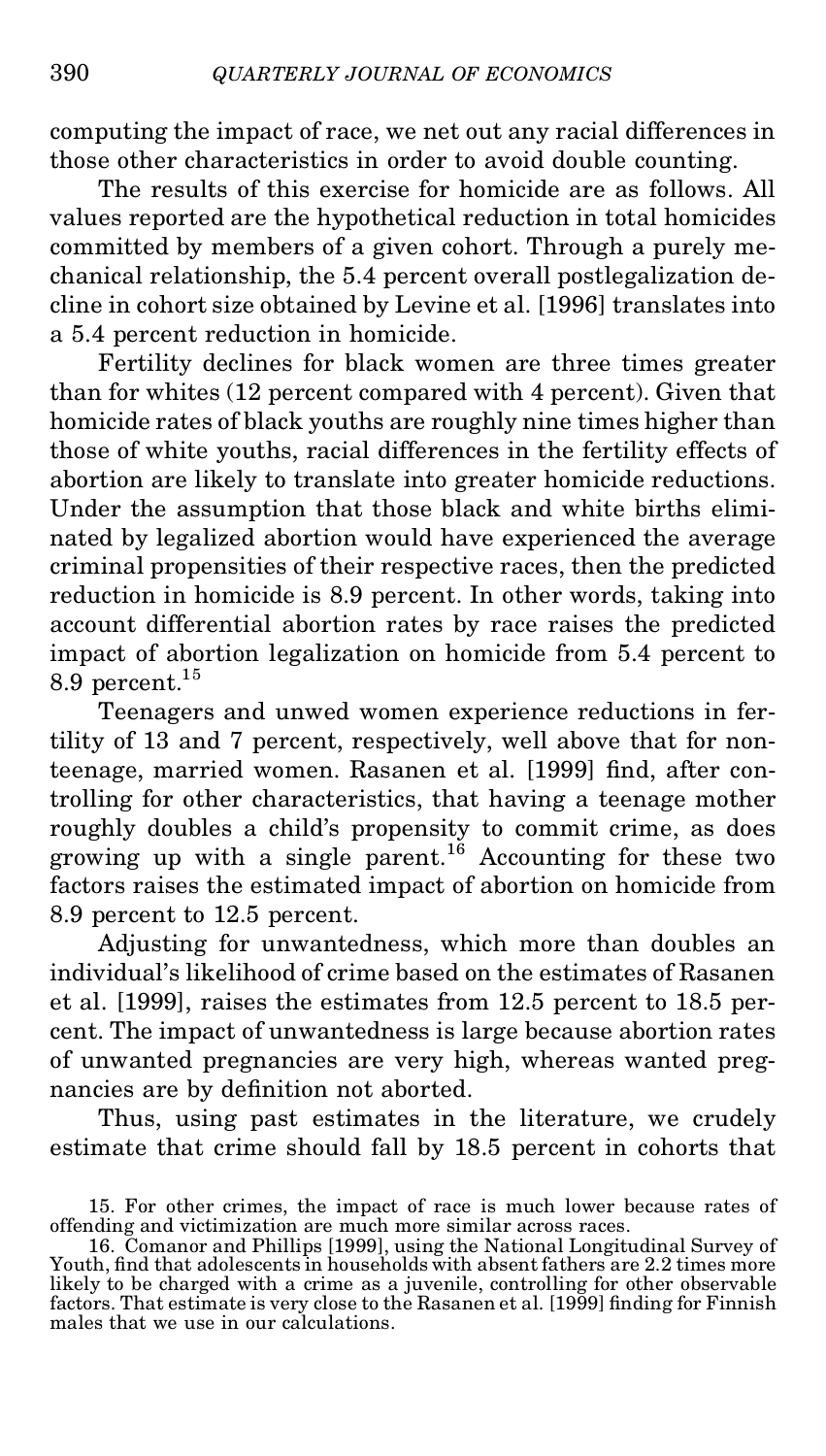computing the impact of race, we net out any racial differences in those other characteristics in order to avoid double counting.

The results of this exercise for homicide are as follows. All values reported are the hypothetical reduction in total homicides committed by members of a given cohort. Through a purely mechanical relationship, the 5.4 percent overall postlegalization decline in cohort size obtained by Levine et al. [1996] translates into a 5.4 percent reduction in homicide.

Fertility declines for black women are three times greater than for whites (12 percent compared with 4 percent). Given that homicide rates of black youths are roughly nine times higher than those of white youths, racial differences in the fertility effects of abortion are likely to translate into greater homicide reductions. Under the assumption that those black and white births eliminated by legalized abortion would have experienced the average criminal propensities of their respective races, then the predicted reduction in homicide is 8.9 percent. In other words, taking into account differential abortion rates by race raises the predicted impact of abortion legalization on homicide from 5.4 percent to 8.9 percent.[15]

Teenagers and unwed women experience reductions in fertility of 13 and 7 percent, respectively, well above that for nonteenage, married women. Rasanen et al. [1999] find, after controlling for other characteristics, that having a teenage mother roughly doubles a child's propensity to commit crime, as does growing up with a single parent.[16] Accounting for these two factors raises the estimated impact of abortion on homicide from 8.9 percent to 12.5 percent.

Adjusting for unwantedness, which more than doubles an individual's likelihood of crime based on the estimates of Rasanen et al. [1999], raises the estimates from 12.5 percent to 18.5 percent. The impact of unwantedness is large because abortion rates of unwanted pregnancies are very high, whereas wanted pregnancies are by definition not aborted.

Thus, using past estimates in the literature, we crudely estimate that crime should fall by 18.5 percent in cohorts that

15. For other crimes, the impact of race is much lower because rates of offending and victimization are much more similar across races.

16. Comanor and Phillips [1999], using the National Longitudinal Survey of Youth, find that adolescents in households with absent fathers are 2.2 times more likely to be charged with a crime as a juvenile, controlling for other observable factors. That estimate is very close to the Rasanen et al. [1999] finding for Finnish males that we use in our calculations.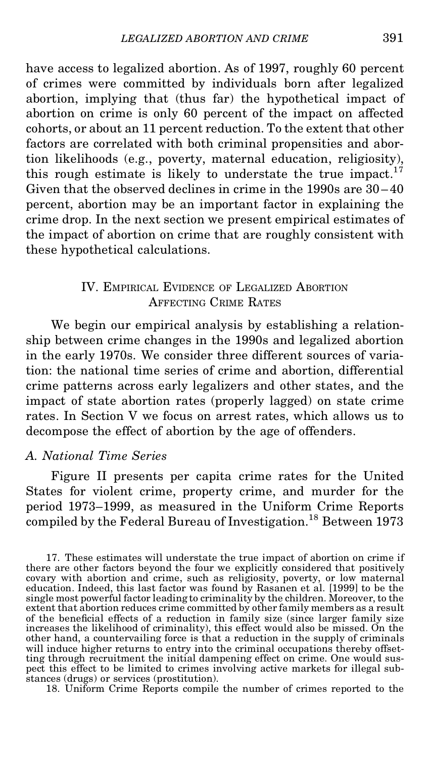have access to legalized abortion. As of 1997, roughly 60 percent of crimes were committed by individuals born after legalized abortion, implying that (thus far) the hypothetical impact of abortion on crime is only 60 percent of the impact on affected cohorts, or about an 11 percent reduction. To the extent that other factors are correlated with both criminal propensities and abortion likelihoods (e.g., poverty, maternal education, religiosity), this rough estimate is likely to understate the true impact.[17] Given that the observed declines in crime in the 1990s are 30–40 percent, abortion may be an important factor in explaining the crime drop. In the next section we present empirical estimates of the impact of abortion on crime that are roughly consistent with these hypothetical calculations.

## IV. Empirical Evidence of Legalized Abortion Affecting Crime Rates

We begin our empirical analysis by establishing a relationship between crime changes in the 1990s and legalized abortion in the early 1970s. We consider three different sources of variation: the national time series of crime and abortion, differential crime patterns across early legalizers and other states, and the impact of state abortion rates (properly lagged) on state crime rates. In Section V we focus on arrest rates, which allows us to decompose the effect of abortion by the age of offenders.

### *A. National Time Series*

Figure II presents per capita crime rates for the United States for violent crime, property crime, and murder for the period 1973–1999, as measured in the Uniform Crime Reports compiled by the Federal Bureau of Investigation.[18] Between 1973

17. These estimates will understate the true impact of abortion on crime if there are other factors beyond the four we explicitly considered that positively covary with abortion and crime, such as religiosity, poverty, or low maternal education. Indeed, this last factor was found by Rasanen et al. [1999] to be the single most powerful factor leading to criminality by the children. Moreover, to the extent that abortion reduces crime committed by other family members as a result of the beneficial effects of a reduction in family size (since larger family size increases the likelihood of criminality), this effect would also be missed. On the other hand, a countervailing force is that a reduction in the supply of criminals will induce higher returns to entry into the criminal occupations thereby offsetting through recruitment the initial dampening effect on crime. One would suspect this effect to be limited to crimes involving active markets for illegal substances (drugs) or services (prostitution).

18. Uniform Crime Reports compile the number of crimes reported to the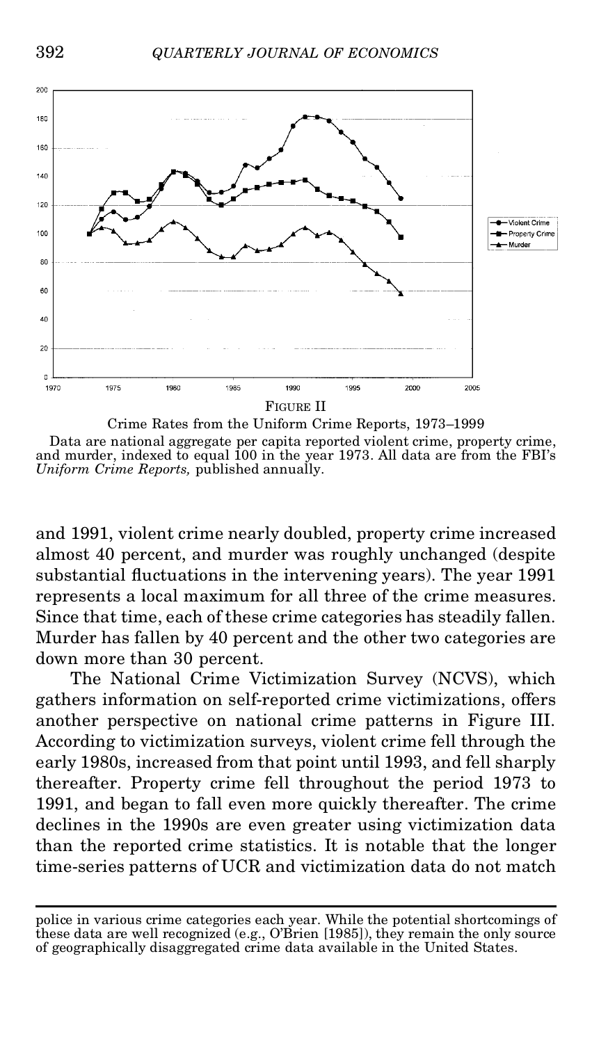FIGURE II

Crime Rates from the Uniform Crime Reports, 1973–1999

Data are national aggregate per capita reported violent crime, property crime, and murder, indexed to equal 100 in the year 1973. All data are from the FBI's *Uniform Crime Reports,* published annually.

and 1991, violent crime nearly doubled, property crime increased almost 40 percent, and murder was roughly unchanged (despite substantial fluctuations in the intervening years). The year 1991 represents a local maximum for all three of the crime measures. Since that time, each of these crime categories has steadily fallen. Murder has fallen by 40 percent and the other two categories are down more than 30 percent.

The National Crime Victimization Survey (NCVS), which gathers information on self-reported crime victimizations, offers another perspective on national crime patterns in Figure III. According to victimization surveys, violent crime fell through the early 1980s, increased from that point until 1993, and fell sharply thereafter. Property crime fell throughout the period 1973 to 1991, and began to fall even more quickly thereafter. The crime declines in the 1990s are even greater using victimization data than the reported crime statistics. It is notable that the longer time-series patterns of UCR and victimization data do not match

police in various crime categories each year. While the potential shortcomings of these data are well recognized (e.g., O'Brien [1985]), they remain the only source of geographically disaggregated crime data available in the United States.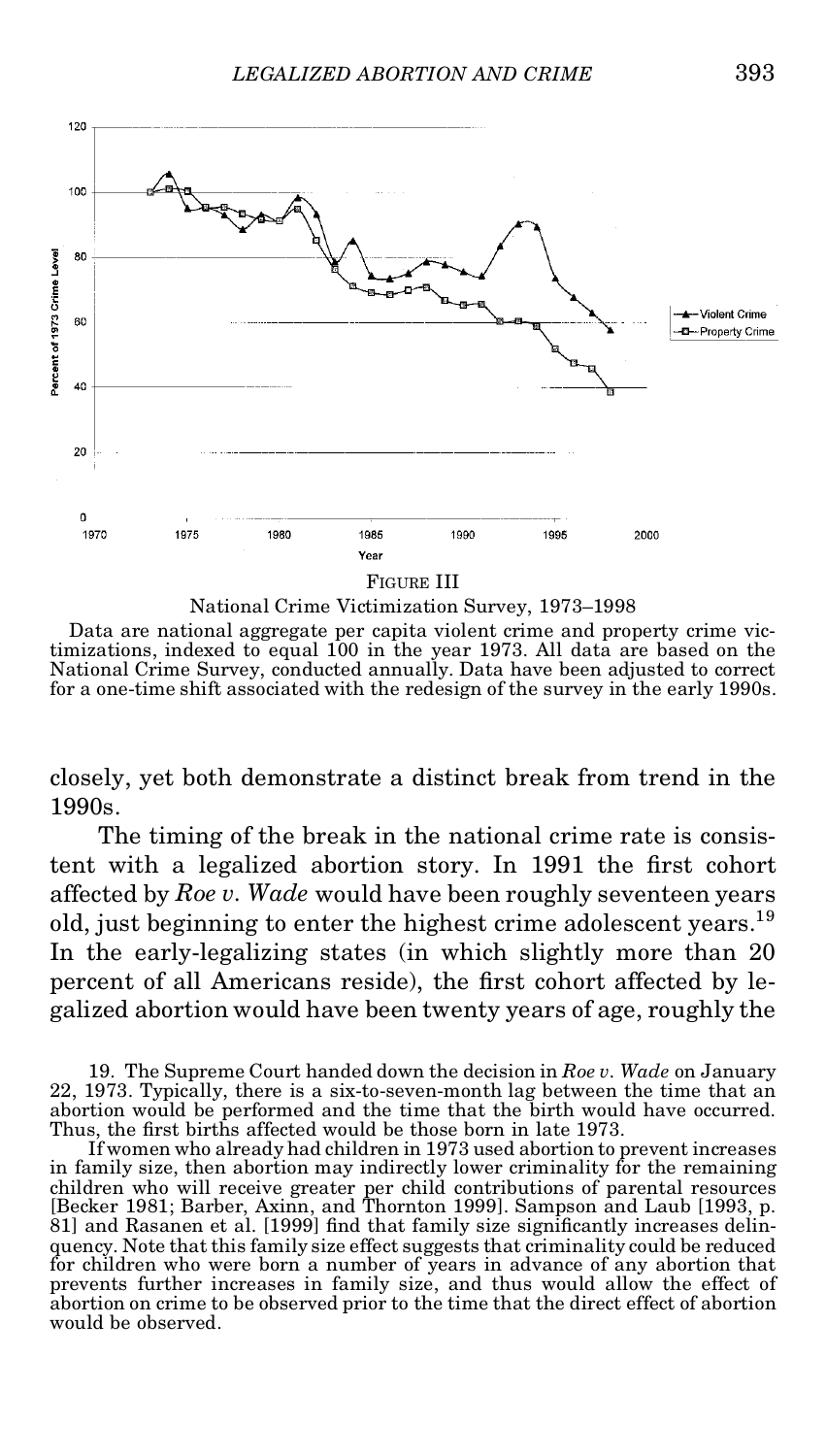FIGURE III

National Crime Victimization Survey, 1973–1998

Data are national aggregate per capita violent crime and property crime victimizations, indexed to equal 100 in the year 1973. All data are based on the National Crime Survey, conducted annually. Data have been adjusted to correct for a one-time shift associated with the redesign of the survey in the early 1990s.

closely, yet both demonstrate a distinct break from trend in the 1990s.

The timing of the break in the national crime rate is consistent with a legalized abortion story. In 1991 the first cohort affected by *Roe v. Wade* would have been roughly seventeen years old, just beginning to enter the highest crime adolescent years.[19] In the early-legalizing states (in which slightly more than 20 percent of all Americans reside), the first cohort affected by legalized abortion would have been twenty years of age, roughly the

19. The Supreme Court handed down the decision in *Roe v. Wade* on January 22, 1973. Typically, there is a six-to-seven-month lag between the time that an abortion would be performed and the time that the birth would have occurred. Thus, the first births affected would be those born in late 1973.

If women who already had children in 1973 used abortion to prevent increases in family size, then abortion may indirectly lower criminality for the remaining children who will receive greater per child contributions of parental resources [Becker 1981; Barber, Axinn, and Thornton 1999]. Sampson and Laub [1993, p. 81] and Rasanen et al. [1999] find that family size significantly increases delinquency. Note that this family size effect suggests that criminality could be reduced for children who were born a number of years in advance of any abortion that prevents further increases in family size, and thus would allow the effect of abortion on crime to be observed prior to the time that the direct effect of abortion would be observed.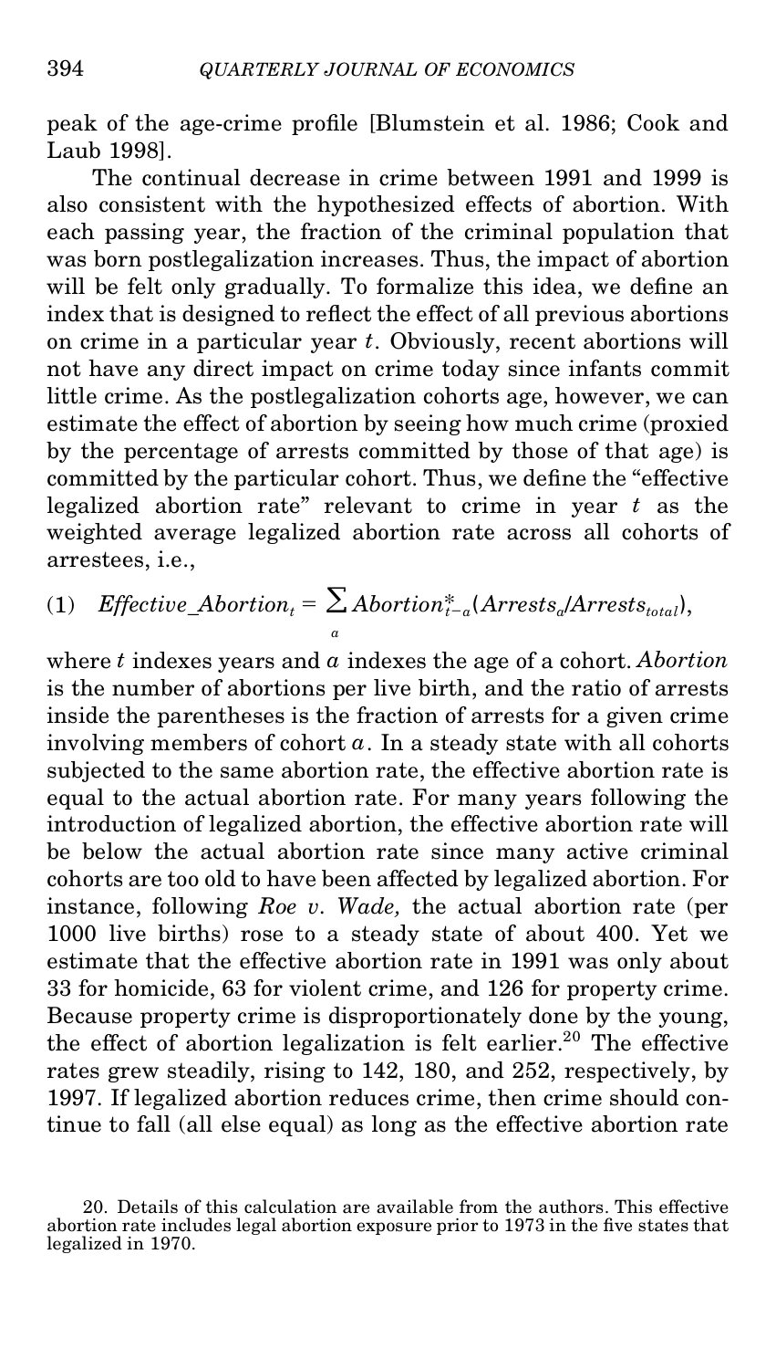peak of the age-crime profile [Blumstein et al. 1986; Cook and Laub 1998].

The continual decrease in crime between 1991 and 1999 is also consistent with the hypothesized effects of abortion. With each passing year, the fraction of the criminal population that was born postlegalization increases. Thus, the impact of abortion will be felt only gradually. To formalize this idea, we define an index that is designed to reflect the effect of all previous abortions on crime in a particular year $t$. Obviously, recent abortions will not have any direct impact on crime today since infants commit little crime. As the postlegalization cohorts age, however, we can estimate the effect of abortion by seeing how much crime (proxied by the percentage of arrests committed by those of that age) is committed by the particular cohort. Thus, we define the "effective legalized abortion rate" relevant to crime in year $t$ as the weighted average legalized abortion rate across all cohorts of arrestees, i.e.,

$$(1) \quad Effective\_Abortion_t = \sum_a Abortion^*_{t-a}(Arrests_a/Arrests_{total}),$$

where $t$ indexes years and $a$ indexes the age of a cohort. *Abortion* is the number of abortions per live birth, and the ratio of arrests inside the parentheses is the fraction of arrests for a given crime involving members of cohort $a$. In a steady state with all cohorts subjected to the same abortion rate, the effective abortion rate is equal to the actual abortion rate. For many years following the introduction of legalized abortion, the effective abortion rate will be below the actual abortion rate since many active criminal cohorts are too old to have been affected by legalized abortion. For instance, following *Roe v. Wade,* the actual abortion rate (per 1000 live births) rose to a steady state of about 400. Yet we estimate that the effective abortion rate in 1991 was only about 33 for homicide, 63 for violent crime, and 126 for property crime. Because property crime is disproportionately done by the young, the effect of abortion legalization is felt earlier.[20] The effective rates grew steadily, rising to 142, 180, and 252, respectively, by 1997. If legalized abortion reduces crime, then crime should continue to fall (all else equal) as long as the effective abortion rate

20. Details of this calculation are available from the authors. This effective abortion rate includes legal abortion exposure prior to 1973 in the five states that legalized in 1970.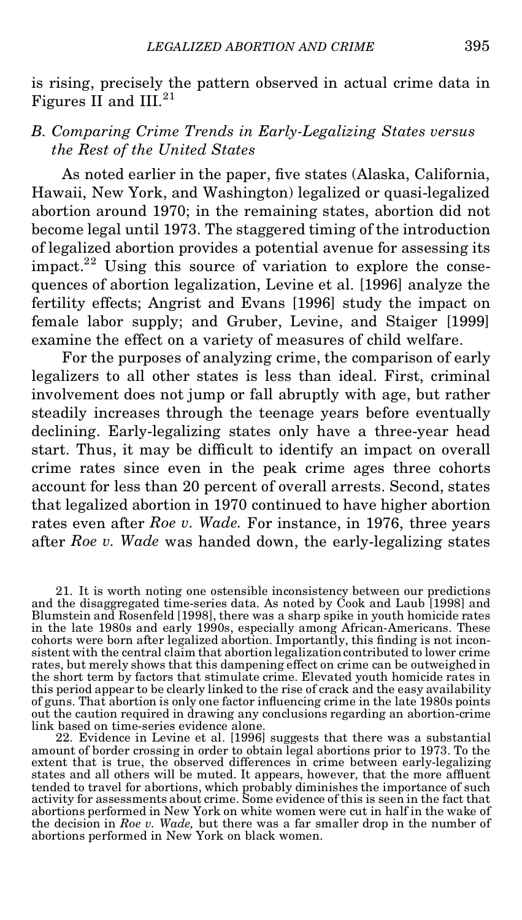is rising, precisely the pattern observed in actual crime data in Figures II and III.[21]

### B. Comparing Crime Trends in Early-Legalizing States versus the Rest of the United States

As noted earlier in the paper, five states (Alaska, California, Hawaii, New York, and Washington) legalized or quasi-legalized abortion around 1970; in the remaining states, abortion did not become legal until 1973. The staggered timing of the introduction of legalized abortion provides a potential avenue for assessing its impact.[22] Using this source of variation to explore the consequences of abortion legalization, Levine et al. [1996] analyze the fertility effects; Angrist and Evans [1996] study the impact on female labor supply; and Gruber, Levine, and Staiger [1999] examine the effect on a variety of measures of child welfare.

For the purposes of analyzing crime, the comparison of early legalizers to all other states is less than ideal. First, criminal involvement does not jump or fall abruptly with age, but rather steadily increases through the teenage years before eventually declining. Early-legalizing states only have a three-year head start. Thus, it may be difficult to identify an impact on overall crime rates since even in the peak crime ages three cohorts account for less than 20 percent of overall arrests. Second, states that legalized abortion in 1970 continued to have higher abortion rates even after *Roe v. Wade.* For instance, in 1976, three years after *Roe v. Wade* was handed down, the early-legalizing states

21. It is worth noting one ostensible inconsistency between our predictions and the disaggregated time-series data. As noted by Cook and Laub [1998] and Blumstein and Rosenfeld [1998], there was a sharp spike in youth homicide rates in the late 1980s and early 1990s, especially among African-Americans. These cohorts were born after legalized abortion. Importantly, this finding is not inconsistent with the central claim that abortion legalization contributed to lower crime rates, but merely shows that this dampening effect on crime can be outweighed in the short term by factors that stimulate crime. Elevated youth homicide rates in this period appear to be clearly linked to the rise of crack and the easy availability of guns. That abortion is only one factor influencing crime in the late 1980s points out the caution required in drawing any conclusions regarding an abortion-crime link based on time-series evidence alone.

22. Evidence in Levine et al. [1996] suggests that there was a substantial amount of border crossing in order to obtain legal abortions prior to 1973. To the extent that is true, the observed differences in crime between early-legalizing states and all others will be muted. It appears, however, that the more affluent tended to travel for abortions, which probably diminishes the importance of such activity for assessments about crime. Some evidence of this is seen in the fact that abortions performed in New York on white women were cut in half in the wake of the decision in *Roe v. Wade,* but there was a far smaller drop in the number of abortions performed in New York on black women.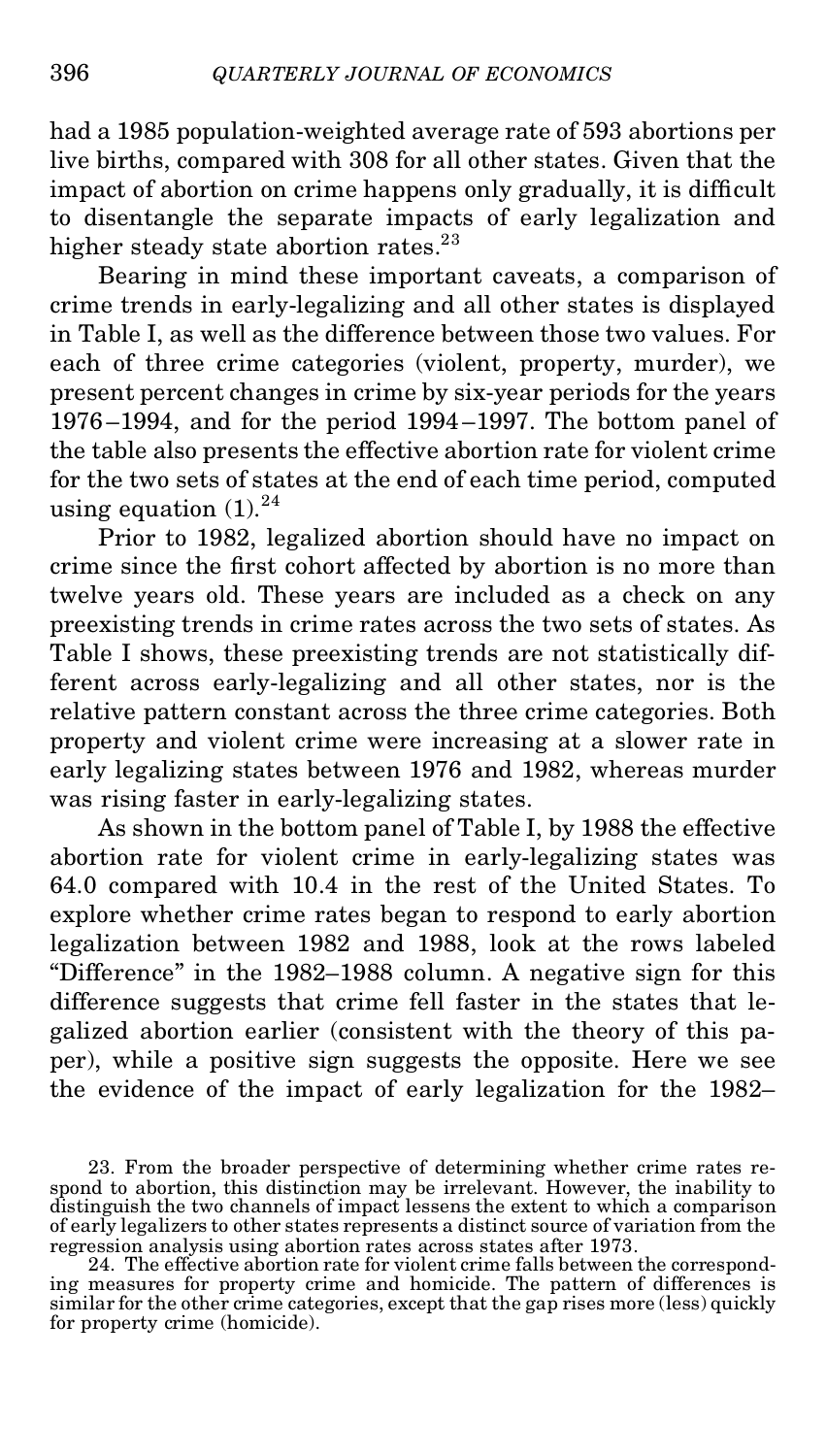had a 1985 population-weighted average rate of 593 abortions per live births, compared with 308 for all other states. Given that the impact of abortion on crime happens only gradually, it is difficult to disentangle the separate impacts of early legalization and higher steady state abortion rates.[23]

Bearing in mind these important caveats, a comparison of crime trends in early-legalizing and all other states is displayed in Table I, as well as the difference between those two values. For each of three crime categories (violent, property, murder), we present percent changes in crime by six-year periods for the years 1976–1994, and for the period 1994–1997. The bottom panel of the table also presents the effective abortion rate for violent crime for the two sets of states at the end of each time period, computed using equation (1).[24]

Prior to 1982, legalized abortion should have no impact on crime since the first cohort affected by abortion is no more than twelve years old. These years are included as a check on any preexisting trends in crime rates across the two sets of states. As Table I shows, these preexisting trends are not statistically different across early-legalizing and all other states, nor is the relative pattern constant across the three crime categories. Both property and violent crime were increasing at a slower rate in early legalizing states between 1976 and 1982, whereas murder was rising faster in early-legalizing states.

As shown in the bottom panel of Table I, by 1988 the effective abortion rate for violent crime in early-legalizing states was 64.0 compared with 10.4 in the rest of the United States. To explore whether crime rates began to respond to early abortion legalization between 1982 and 1988, look at the rows labeled "Difference" in the 1982–1988 column. A negative sign for this difference suggests that crime fell faster in the states that legalized abortion earlier (consistent with the theory of this paper), while a positive sign suggests the opposite. Here we see the evidence of the impact of early legalization for the 1982–

23. From the broader perspective of determining whether crime rates respond to abortion, this distinction may be irrelevant. However, the inability to distinguish the two channels of impact lessens the extent to which a comparison of early legalizers to other states represents a distinct source of variation from the regression analysis using abortion rates across states after 1973.

24. The effective abortion rate for violent crime falls between the corresponding measures for property crime and homicide. The pattern of differences is similar for the other crime categories, except that the gap rises more (less) quickly for property crime (homicide).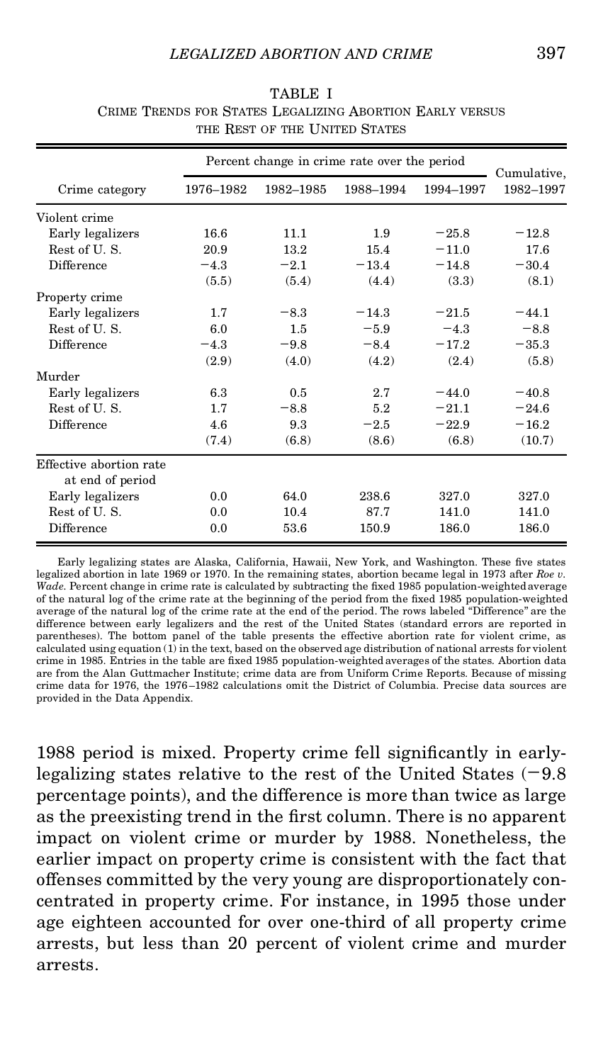TABLE I

CRIME TRENDS FOR STATES LEGALIZING ABORTION EARLY VERSUS THE REST OF THE UNITED STATES

| Crime category | Percent change in crime rate over the period | | | | Cumulative, 1982–1997 |
|---|---|---|---|---|---|
| | 1976–1982 | 1982–1985 | 1988–1994 | 1994–1997 | |
| Violent crime | | | | | |
| Early legalizers | 16.6 | 11.1 | 1.9 | −25.8 | −12.8 |
| Rest of U. S. | 20.9 | 13.2 | 15.4 | −11.0 | 17.6 |
| Difference | −4.3 | −2.1 | −13.4 | −14.8 | −30.4 |
| | (5.5) | (5.4) | (4.4) | (3.3) | (8.1) |
| Property crime | | | | | |
| Early legalizers | 1.7 | −8.3 | −14.3 | −21.5 | −44.1 |
| Rest of U. S. | 6.0 | 1.5 | −5.9 | −4.3 | −8.8 |
| Difference | −4.3 | −9.8 | −8.4 | −17.2 | −35.3 |
| | (2.9) | (4.0) | (4.2) | (2.4) | (5.8) |
| Murder | | | | | |
| Early legalizers | 6.3 | 0.5 | 2.7 | −44.0 | −40.8 |
| Rest of U. S. | 1.7 | −8.8 | 5.2 | −21.1 | −24.6 |
| Difference | 4.6 | 9.3 | −2.5 | −22.9 | −16.2 |
| | (7.4) | (6.8) | (8.6) | (6.8) | (10.7) |
| Effective abortion rate at end of period | | | | | |
| Early legalizers | 0.0 | 64.0 | 238.6 | 327.0 | 327.0 |
| Rest of U. S. | 0.0 | 10.4 | 87.7 | 141.0 | 141.0 |
| Difference | 0.0 | 53.6 | 150.9 | 186.0 | 186.0 |

Early legalizing states are Alaska, California, Hawaii, New York, and Washington. These five states legalized abortion in late 1969 or 1970. In the remaining states, abortion became legal in 1973 after *Roe v. Wade*. Percent change in crime rate is calculated by subtracting the fixed 1985 population-weighted average of the natural log of the crime rate at the beginning of the period from the fixed 1985 population-weighted average of the natural log of the crime rate at the end of the period. The rows labeled "Difference" are the difference between early legalizers and the rest of the United States (standard errors are reported in parentheses). The bottom panel of the table presents the effective abortion rate for violent crime, as calculated using equation (1) in the text, based on the observed age distribution of national arrests for violent crime in 1985. Entries in the table are fixed 1985 population-weighted averages of the states. Abortion data are from the Alan Guttmacher Institute; crime data are from Uniform Crime Reports. Because of missing crime data for 1976, the 1976–1982 calculations omit the District of Columbia. Precise data sources are provided in the Data Appendix.

1988 period is mixed. Property crime fell significantly in early-legalizing states relative to the rest of the United States (−9.8 percentage points), and the difference is more than twice as large as the preexisting trend in the first column. There is no apparent impact on violent crime or murder by 1988. Nonetheless, the earlier impact on property crime is consistent with the fact that offenses committed by the very young are disproportionately concentrated in property crime. For instance, in 1995 those under age eighteen accounted for over one-third of all property crime arrests, but less than 20 percent of violent crime and murder arrests.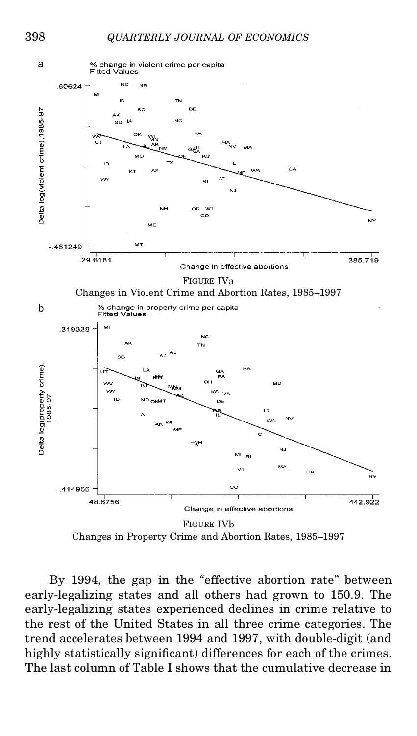FIGURE IVa
Changes in Violent Crime and Abortion Rates, 1985–1997

FIGURE IVb
Changes in Property Crime and Abortion Rates, 1985–1997

By 1994, the gap in the "effective abortion rate" between early-legalizing states and all others had grown to 150.9. The early-legalizing states experienced declines in crime relative to the rest of the United States in all three crime categories. The trend accelerates between 1994 and 1997, with double-digit (and highly statistically significant) differences for each of the crimes. The last column of Table I shows that the cumulative decrease in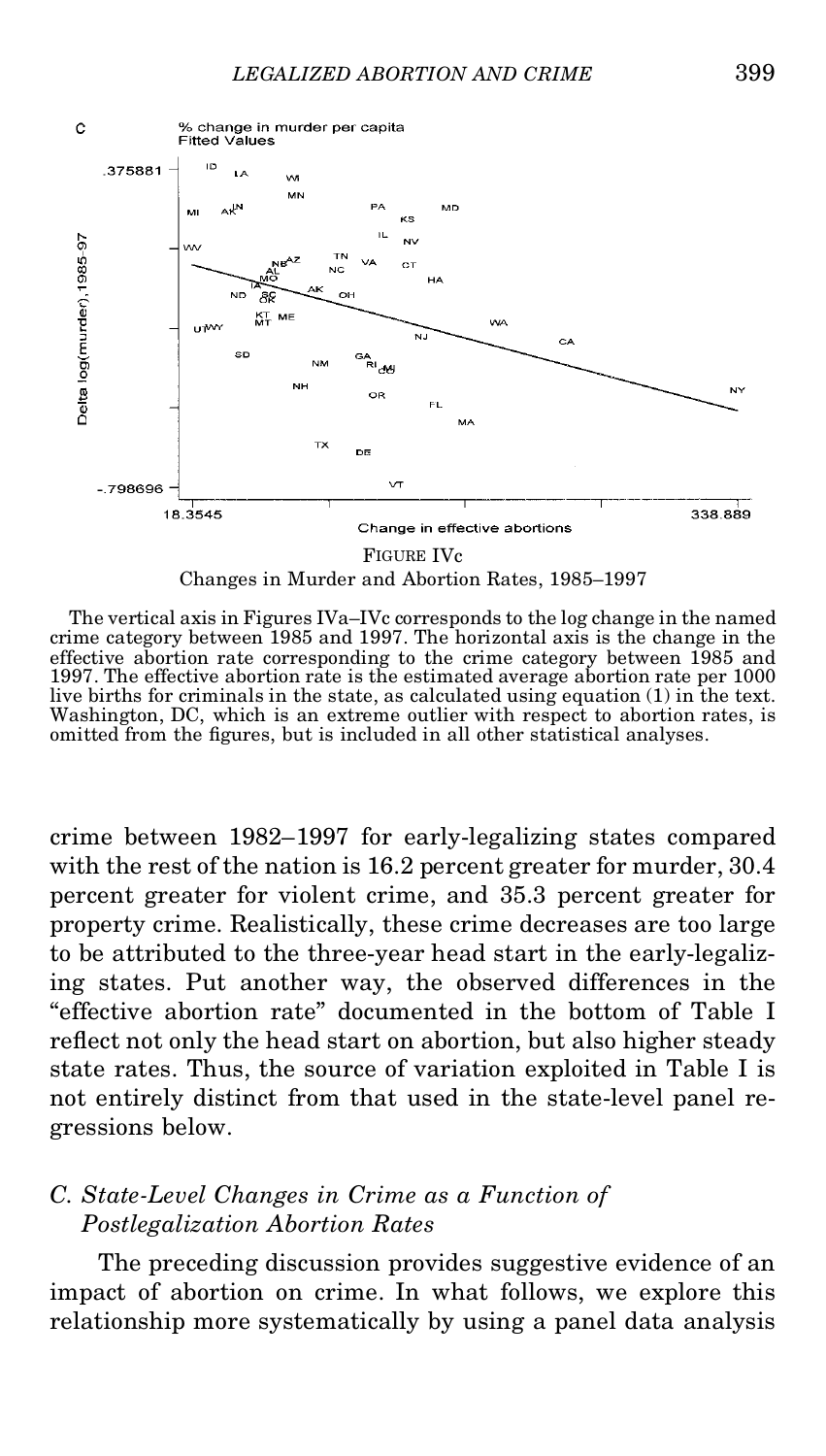FIGURE IVc
Changes in Murder and Abortion Rates, 1985–1997

The vertical axis in Figures IVa–IVc corresponds to the log change in the named crime category between 1985 and 1997. The horizontal axis is the change in the effective abortion rate corresponding to the crime category between 1985 and 1997. The effective abortion rate is the estimated average abortion rate per 1000 live births for criminals in the state, as calculated using equation (1) in the text. Washington, DC, which is an extreme outlier with respect to abortion rates, is omitted from the figures, but is included in all other statistical analyses.

crime between 1982–1997 for early-legalizing states compared with the rest of the nation is 16.2 percent greater for murder, 30.4 percent greater for violent crime, and 35.3 percent greater for property crime. Realistically, these crime decreases are too large to be attributed to the three-year head start in the early-legalizing states. Put another way, the observed differences in the "effective abortion rate" documented in the bottom of Table I reflect not only the head start on abortion, but also higher steady state rates. Thus, the source of variation exploited in Table I is not entirely distinct from that used in the state-level panel regressions below.

### C. State-Level Changes in Crime as a Function of Postlegalization Abortion Rates

The preceding discussion provides suggestive evidence of an impact of abortion on crime. In what follows, we explore this relationship more systematically by using a panel data analysis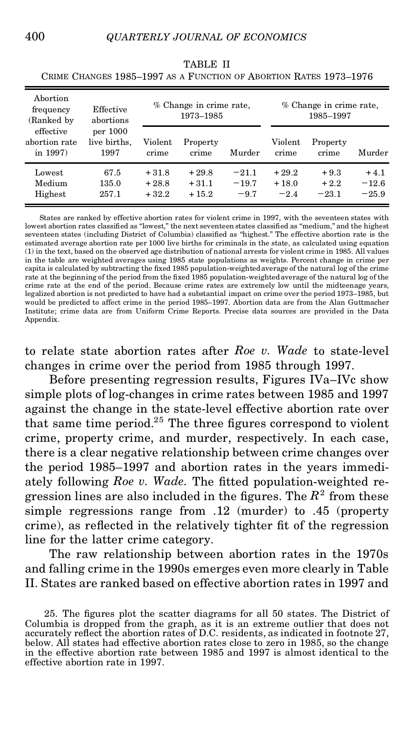TABLE II

CRIME CHANGES 1985–1997 AS A FUNCTION OF ABORTION RATES 1973–1976

| Abortion frequency (Ranked by effective abortion rate in 1997) | Effective abortions per 1000 live births, 1997 | % Change in crime rate, 1973–1985 | | | % Change in crime rate, 1985–1997 | | |
|---|---|---|---|---|---|---|---|
| | | Violent crime | Property crime | Murder | Violent crime | Property crime | Murder |
| Lowest | 67.5 | +31.8 | +29.8 | −21.1 | +29.2 | +9.3 | +4.1 |
| Medium | 135.0 | +28.8 | +31.1 | −19.7 | +18.0 | +2.2 | −12.6 |
| Highest | 257.1 | +32.2 | +15.2 | −9.7 | −2.4 | −23.1 | −25.9 |

States are ranked by effective abortion rates for violent crime in 1997, with the seventeen states with lowest abortion rates classified as "lowest," the next seventeen states classified as "medium," and the highest seventeen states (including District of Columbia) classified as "highest." The effective abortion rate is the estimated average abortion rate per 1000 live births for criminals in the state, as calculated using equation (1) in the text, based on the observed age distribution of national arrests for violent crime in 1985. All values in the table are weighted averages using 1985 state populations as weights. Percent change in crime per capita is calculated by subtracting the fixed 1985 population-weighted average of the natural log of the crime rate at the beginning of the period from the fixed 1985 population-weighted average of the natural log of the crime rate at the end of the period. Because crime rates are extremely low until the midteenage years, legalized abortion is not predicted to have had a substantial impact on crime over the period 1973–1985, but would be predicted to affect crime in the period 1985–1997. Abortion data are from the Alan Guttmacher Institute; crime data are from Uniform Crime Reports. Precise data sources are provided in the Data Appendix.

to relate state abortion rates after *Roe v. Wade* to state-level changes in crime over the period from 1985 through 1997.

Before presenting regression results, Figures IVa–IVc show simple plots of log-changes in crime rates between 1985 and 1997 against the change in the state-level effective abortion rate over that same time period.[25] The three figures correspond to violent crime, property crime, and murder, respectively. In each case, there is a clear negative relationship between crime changes over the period 1985–1997 and abortion rates in the years immediately following *Roe v. Wade*. The fitted population-weighted regression lines are also included in the figures. The $R^2$ from these simple regressions range from .12 (murder) to .45 (property crime), as reflected in the relatively tighter fit of the regression line for the latter crime category.

The raw relationship between abortion rates in the 1970s and falling crime in the 1990s emerges even more clearly in Table II. States are ranked based on effective abortion rates in 1997 and

25. The figures plot the scatter diagrams for all 50 states. The District of Columbia is dropped from the graph, as it is an extreme outlier that does not accurately reflect the abortion rates of D.C. residents, as indicated in footnote 27, below. All states had effective abortion rates close to zero in 1985, so the change in the effective abortion rate between 1985 and 1997 is almost identical to the effective abortion rate in 1997.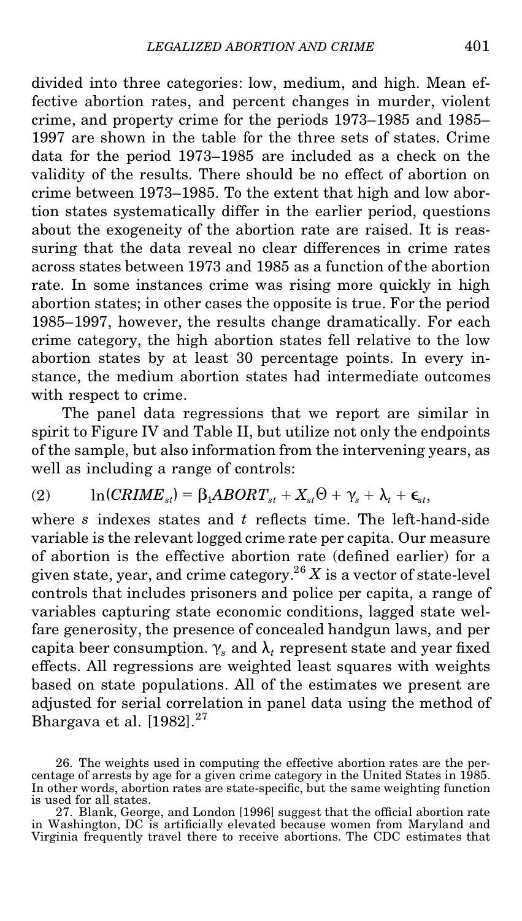divided into three categories: low, medium, and high. Mean effective abortion rates, and percent changes in murder, violent crime, and property crime for the periods 1973–1985 and 1985–1997 are shown in the table for the three sets of states. Crime data for the period 1973–1985 are included as a check on the validity of the results. There should be no effect of abortion on crime between 1973–1985. To the extent that high and low abortion states systematically differ in the earlier period, questions about the exogeneity of the abortion rate are raised. It is reassuring that the data reveal no clear differences in crime rates across states between 1973 and 1985 as a function of the abortion rate. In some instances crime was rising more quickly in high abortion states; in other cases the opposite is true. For the period 1985–1997, however, the results change dramatically. For each crime category, the high abortion states fell relative to the low abortion states by at least 30 percentage points. In every instance, the medium abortion states had intermediate outcomes with respect to crime.

The panel data regressions that we report are similar in spirit to Figure IV and Table II, but utilize not only the endpoints of the sample, but also information from the intervening years, as well as including a range of controls:

$$\ln(CRIME_{st}) = \beta_1 ABORT_{st} + X_{st}\Theta + \gamma_s + \lambda_t + \epsilon_{st}, \tag{2}$$

where $s$ indexes states and $t$ reflects time. The left-hand-side variable is the relevant logged crime rate per capita. Our measure of abortion is the effective abortion rate (defined earlier) for a given state, year, and crime category.[26] $X$ is a vector of state-level controls that includes prisoners and police per capita, a range of variables capturing state economic conditions, lagged state welfare generosity, the presence of concealed handgun laws, and per capita beer consumption. $\gamma_s$ and $\lambda_t$ represent state and year fixed effects. All regressions are weighted least squares with weights based on state populations. All of the estimates we present are adjusted for serial correlation in panel data using the method of Bhargava et al. [1982].[27]

26. The weights used in computing the effective abortion rates are the percentage of arrests by age for a given crime category in the United States in 1985. In other words, abortion rates are state-specific, but the same weighting function is used for all states.

27. Blank, George, and London [1996] suggest that the official abortion rate in Washington, DC is artificially elevated because women from Maryland and Virginia frequently travel there to receive abortions. The CDC estimates that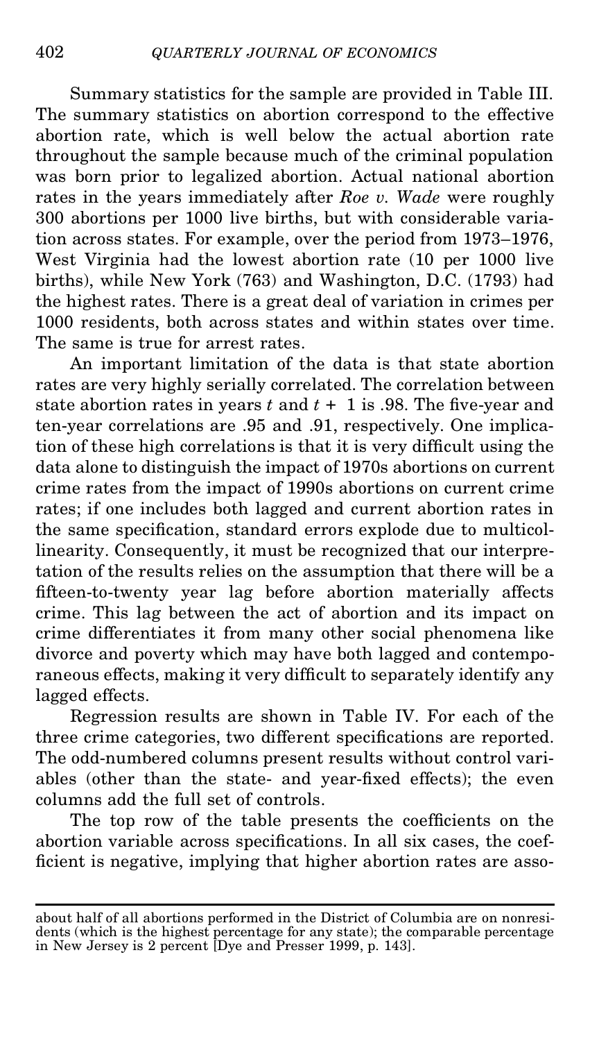Summary statistics for the sample are provided in Table III. The summary statistics on abortion correspond to the effective abortion rate, which is well below the actual abortion rate throughout the sample because much of the criminal population was born prior to legalized abortion. Actual national abortion rates in the years immediately after *Roe v. Wade* were roughly 300 abortions per 1000 live births, but with considerable variation across states. For example, over the period from 1973–1976, West Virginia had the lowest abortion rate (10 per 1000 live births), while New York (763) and Washington, D.C. (1793) had the highest rates. There is a great deal of variation in crimes per 1000 residents, both across states and within states over time. The same is true for arrest rates.

An important limitation of the data is that state abortion rates are very highly serially correlated. The correlation between state abortion rates in years $t$ and $t + 1$ is .98. The five-year and ten-year correlations are .95 and .91, respectively. One implication of these high correlations is that it is very difficult using the data alone to distinguish the impact of 1970s abortions on current crime rates from the impact of 1990s abortions on current crime rates; if one includes both lagged and current abortion rates in the same specification, standard errors explode due to multicollinearity. Consequently, it must be recognized that our interpretation of the results relies on the assumption that there will be a fifteen-to-twenty year lag before abortion materially affects crime. This lag between the act of abortion and its impact on crime differentiates it from many other social phenomena like divorce and poverty which may have both lagged and contemporaneous effects, making it very difficult to separately identify any lagged effects.

Regression results are shown in Table IV. For each of the three crime categories, two different specifications are reported. The odd-numbered columns present results without control variables (other than the state- and year-fixed effects); the even columns add the full set of controls.

The top row of the table presents the coefficients on the abortion variable across specifications. In all six cases, the coefficient is negative, implying that higher abortion rates are asso-

about half of all abortions performed in the District of Columbia are on nonresidents (which is the highest percentage for any state); the comparable percentage in New Jersey is 2 percent [Dye and Presser 1999, p. 143].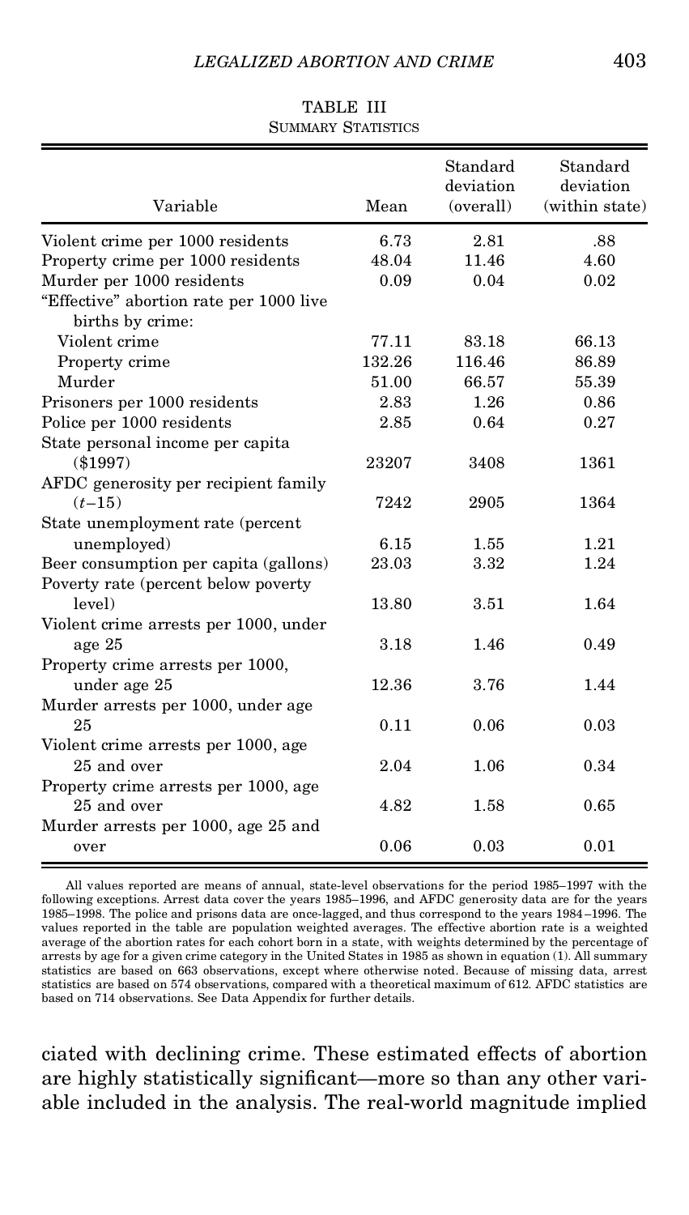TABLE III
SUMMARY STATISTICS

| Variable | Mean | Standard deviation (overall) | Standard deviation (within state) |
|---|---|---|---|
| Violent crime per 1000 residents | 6.73 | 2.81 | .88 |
| Property crime per 1000 residents | 48.04 | 11.46 | 4.60 |
| Murder per 1000 residents | 0.09 | 0.04 | 0.02 |
| "Effective" abortion rate per 1000 live births by crime: | | | |
| Violent crime | 77.11 | 83.18 | 66.13 |
| Property crime | 132.26 | 116.46 | 86.89 |
| Murder | 51.00 | 66.57 | 55.39 |
| Prisoners per 1000 residents | 2.83 | 1.26 | 0.86 |
| Police per 1000 residents | 2.85 | 0.64 | 0.27 |
| State personal income per capita ($1997) | 23207 | 3408 | 1361 |
| AFDC generosity per recipient family $(t-15)$ | 7242 | 2905 | 1364 |
| State unemployment rate (percent unemployed) | 6.15 | 1.55 | 1.21 |
| Beer consumption per capita (gallons) | 23.03 | 3.32 | 1.24 |
| Poverty rate (percent below poverty level) | 13.80 | 3.51 | 1.64 |
| Violent crime arrests per 1000, under age 25 | 3.18 | 1.46 | 0.49 |
| Property crime arrests per 1000, under age 25 | 12.36 | 3.76 | 1.44 |
| Murder arrests per 1000, under age 25 | 0.11 | 0.06 | 0.03 |
| Violent crime arrests per 1000, age 25 and over | 2.04 | 1.06 | 0.34 |
| Property crime arrests per 1000, age 25 and over | 4.82 | 1.58 | 0.65 |
| Murder arrests per 1000, age 25 and over | 0.06 | 0.03 | 0.01 |

All values reported are means of annual, state-level observations for the period 1985–1997 with the following exceptions. Arrest data cover the years 1985–1996, and AFDC generosity data are for the years 1985–1998. The police and prisons data are once-lagged, and thus correspond to the years 1984–1996. The values reported in the table are population weighted averages. The effective abortion rate is a weighted average of the abortion rates for each cohort born in a state, with weights determined by the percentage of arrests by age for a given crime category in the United States in 1985 as shown in equation (1). All summary statistics are based on 663 observations, except where otherwise noted. Because of missing data, arrest statistics are based on 574 observations, compared with a theoretical maximum of 612. AFDC statistics are based on 714 observations. See Data Appendix for further details.

ciated with declining crime. These estimated effects of abortion are highly statistically significant—more so than any other variable included in the analysis. The real-world magnitude implied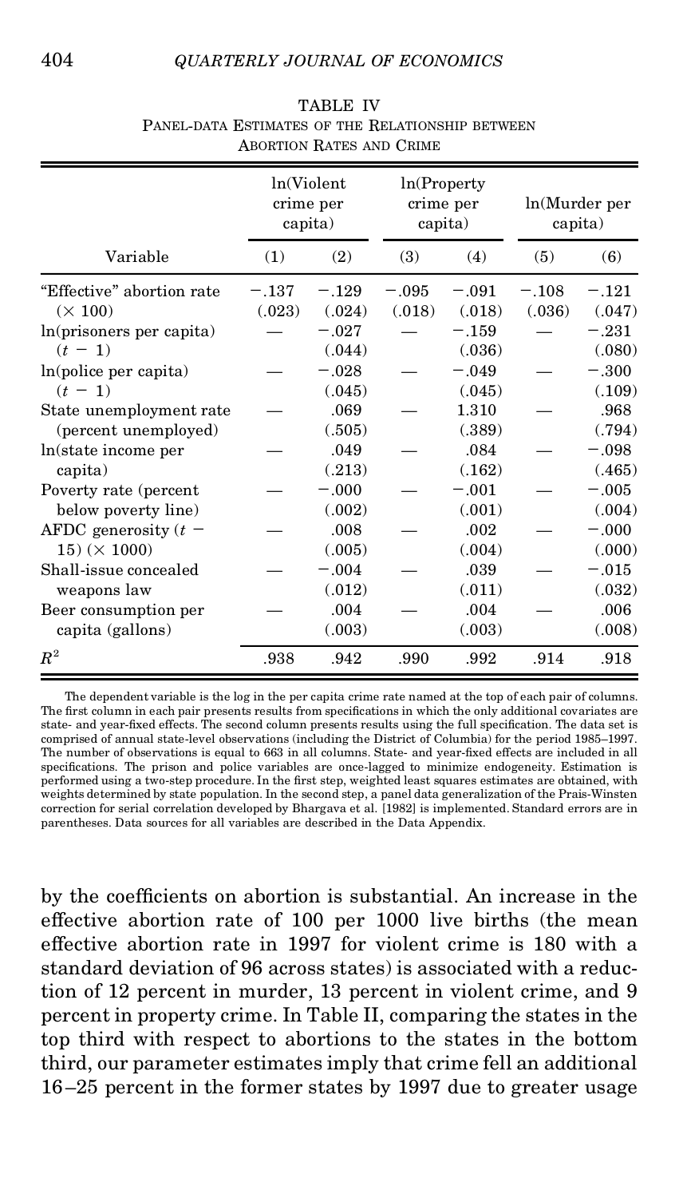TABLE IV
PANEL-DATA ESTIMATES OF THE RELATIONSHIP BETWEEN ABORTION RATES AND CRIME

| | ln(Violent crime per capita) | | ln(Property crime per capita) | | ln(Murder per capita) | |
|---|---|---|---|---|---|---|
| Variable | (1) | (2) | (3) | (4) | (5) | (6) |
| "Effective" abortion rate | −.137 | −.129 | −.095 | −.091 | −.108 | −.121 |
| (× 100) | (.023) | (.024) | (.018) | (.018) | (.036) | (.047) |
| ln(prisoners per capita) | — | −.027 | — | −.159 | — | −.231 |
| (t − 1) | | (.044) | | (.036) | | (.080) |
| ln(police per capita) | — | −.028 | — | −.049 | — | −.300 |
| (t − 1) | | (.045) | | (.045) | | (.109) |
| State unemployment rate | — | .069 | — | 1.310 | — | .968 |
| (percent unemployed) | | (.505) | | (.389) | | (.794) |
| ln(state income per | — | .049 | — | .084 | — | −.098 |
| capita) | | (.213) | | (.162) | | (.465) |
| Poverty rate (percent | — | −.000 | — | −.001 | — | −.005 |
| below poverty line) | | (.002) | | (.001) | | (.004) |
| AFDC generosity (t − | — | .008 | — | .002 | — | −.000 |
| 15) (× 1000) | | (.005) | | (.004) | | (.000) |
| Shall-issue concealed | — | −.004 | — | .039 | — | −.015 |
| weapons law | | (.012) | | (.011) | | (.032) |
| Beer consumption per | — | .004 | — | .004 | — | .006 |
| capita (gallons) | | (.003) | | (.003) | | (.008) |
| $R^2$ | .938 | .942 | .990 | .992 | .914 | .918 |

The dependent variable is the log in the per capita crime rate named at the top of each pair of columns. The first column in each pair presents results from specifications in which the only additional covariates are state- and year-fixed effects. The second column presents results using the full specification. The data set is comprised of annual state-level observations (including the District of Columbia) for the period 1985–1997. The number of observations is equal to 663 in all columns. State- and year-fixed effects are included in all specifications. The prison and police variables are once-lagged to minimize endogeneity. Estimation is performed using a two-step procedure. In the first step, weighted least squares estimates are obtained, with weights determined by state population. In the second step, a panel data generalization of the Prais-Winsten correction for serial correlation developed by Bhargava et al. [1982] is implemented. Standard errors are in parentheses. Data sources for all variables are described in the Data Appendix.

by the coefficients on abortion is substantial. An increase in the effective abortion rate of 100 per 1000 live births (the mean effective abortion rate in 1997 for violent crime is 180 with a standard deviation of 96 across states) is associated with a reduction of 12 percent in murder, 13 percent in violent crime, and 9 percent in property crime. In Table II, comparing the states in the top third with respect to abortions to the states in the bottom third, our parameter estimates imply that crime fell an additional 16–25 percent in the former states by 1997 due to greater usage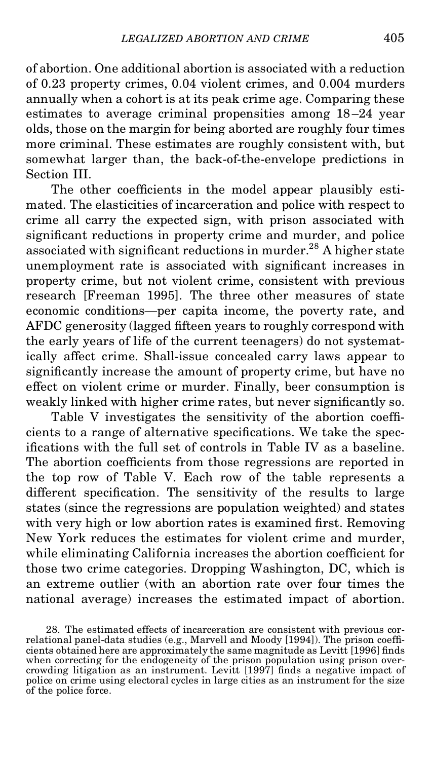of abortion. One additional abortion is associated with a reduction of 0.23 property crimes, 0.04 violent crimes, and 0.004 murders annually when a cohort is at its peak crime age. Comparing these estimates to average criminal propensities among 18–24 year olds, those on the margin for being aborted are roughly four times more criminal. These estimates are roughly consistent with, but somewhat larger than, the back-of-the-envelope predictions in Section III.

The other coefficients in the model appear plausibly estimated. The elasticities of incarceration and police with respect to crime all carry the expected sign, with prison associated with significant reductions in property crime and murder, and police associated with significant reductions in murder.[28] A higher state unemployment rate is associated with significant increases in property crime, but not violent crime, consistent with previous research [Freeman 1995]. The three other measures of state economic conditions—per capita income, the poverty rate, and AFDC generosity (lagged fifteen years to roughly correspond with the early years of life of the current teenagers) do not systematically affect crime. Shall-issue concealed carry laws appear to significantly increase the amount of property crime, but have no effect on violent crime or murder. Finally, beer consumption is weakly linked with higher crime rates, but never significantly so.

Table V investigates the sensitivity of the abortion coefficients to a range of alternative specifications. We take the specifications with the full set of controls in Table IV as a baseline. The abortion coefficients from those regressions are reported in the top row of Table V. Each row of the table represents a different specification. The sensitivity of the results to large states (since the regressions are population weighted) and states with very high or low abortion rates is examined first. Removing New York reduces the estimates for violent crime and murder, while eliminating California increases the abortion coefficient for those two crime categories. Dropping Washington, DC, which is an extreme outlier (with an abortion rate over four times the national average) increases the estimated impact of abortion.

28. The estimated effects of incarceration are consistent with previous correlational panel-data studies (e.g., Marvell and Moody [1994]). The prison coefficients obtained here are approximately the same magnitude as Levitt [1996] finds when correcting for the endogeneity of the prison population using prison overcrowding litigation as an instrument. Levitt [1997] finds a negative impact of police on crime using electoral cycles in large cities as an instrument for the size of the police force.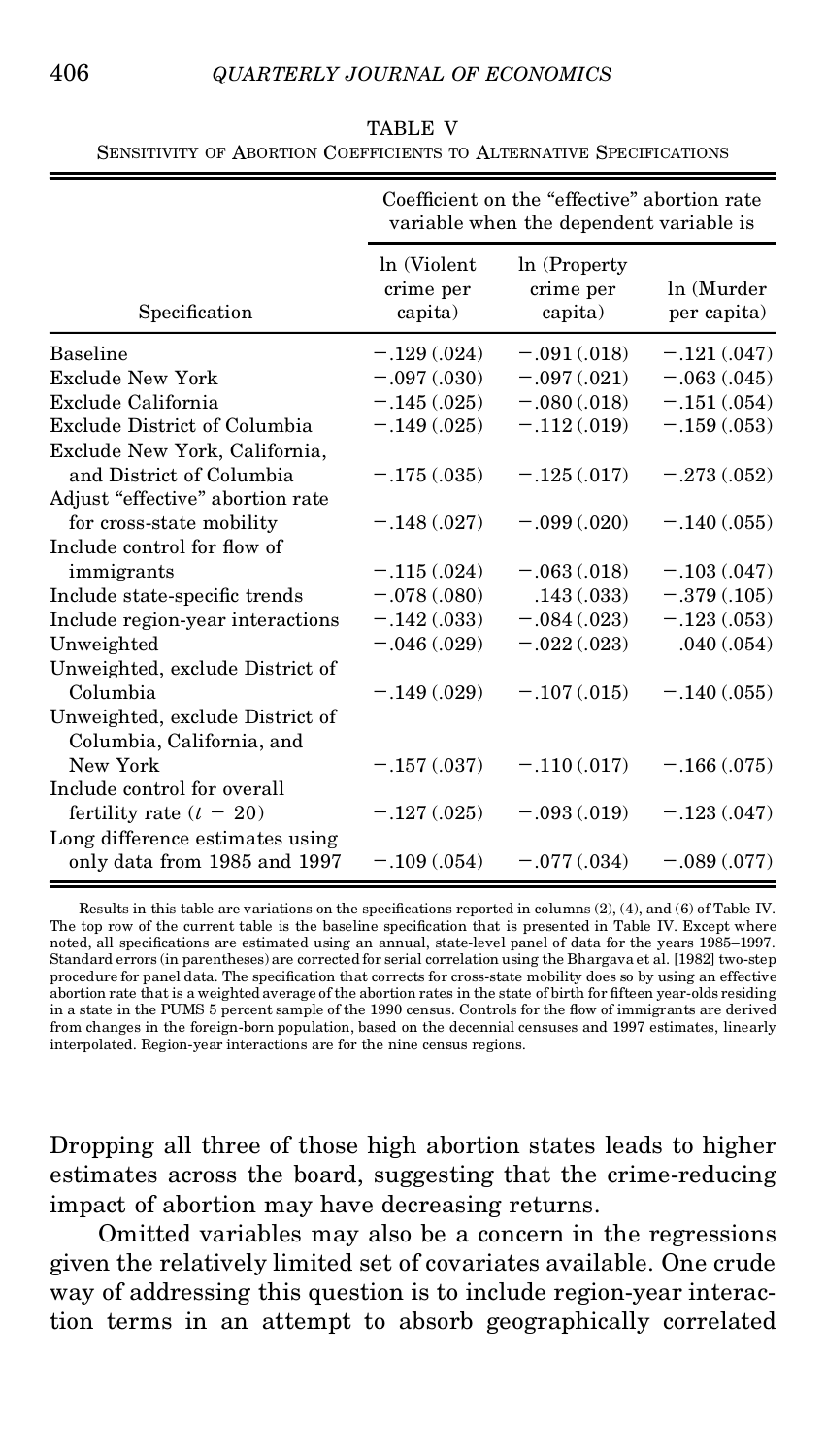TABLE V

SENSITIVITY OF ABORTION COEFFICIENTS TO ALTERNATIVE SPECIFICATIONS

| Specification | Coefficient on the "effective" abortion rate variable when the dependent variable is | | |
|---|---|---|---|
| | ln (Violent crime per capita) | ln (Property crime per capita) | ln (Murder per capita) |
| Baseline | −.129 (.024) | −.091 (.018) | −.121 (.047) |
| Exclude New York | −.097 (.030) | −.097 (.021) | −.063 (.045) |
| Exclude California | −.145 (.025) | −.080 (.018) | −.151 (.054) |
| Exclude District of Columbia | −.149 (.025) | −.112 (.019) | −.159 (.053) |
| Exclude New York, California, and District of Columbia | −.175 (.035) | −.125 (.017) | −.273 (.052) |
| Adjust "effective" abortion rate for cross-state mobility | −.148 (.027) | −.099 (.020) | −.140 (.055) |
| Include control for flow of immigrants | −.115 (.024) | −.063 (.018) | −.103 (.047) |
| Include state-specific trends | −.078 (.080) | .143 (.033) | −.379 (.105) |
| Include region-year interactions | −.142 (.033) | −.084 (.023) | −.123 (.053) |
| Unweighted | −.046 (.029) | −.022 (.023) | .040 (.054) |
| Unweighted, exclude District of Columbia | −.149 (.029) | −.107 (.015) | −.140 (.055) |
| Unweighted, exclude District of Columbia, California, and New York | −.157 (.037) | −.110 (.017) | −.166 (.075) |
| Include control for overall fertility rate ($t - 20$) | −.127 (.025) | −.093 (.019) | −.123 (.047) |
| Long difference estimates using only data from 1985 and 1997 | −.109 (.054) | −.077 (.034) | −.089 (.077) |

Results in this table are variations on the specifications reported in columns (2), (4), and (6) of Table IV. The top row of the current table is the baseline specification that is presented in Table IV. Except where noted, all specifications are estimated using an annual, state-level panel of data for the years 1985–1997. Standard errors (in parentheses) are corrected for serial correlation using the Bhargava et al. [1982] two-step procedure for panel data. The specification that corrects for cross-state mobility does so by using an effective abortion rate that is a weighted average of the abortion rates in the state of birth for fifteen year-olds residing in a state in the PUMS 5 percent sample of the 1990 census. Controls for the flow of immigrants are derived from changes in the foreign-born population, based on the decennial censuses and 1997 estimates, linearly interpolated. Region-year interactions are for the nine census regions.

Dropping all three of those high abortion states leads to higher estimates across the board, suggesting that the crime-reducing impact of abortion may have decreasing returns.

Omitted variables may also be a concern in the regressions given the relatively limited set of covariates available. One crude way of addressing this question is to include region-year interaction terms in an attempt to absorb geographically correlated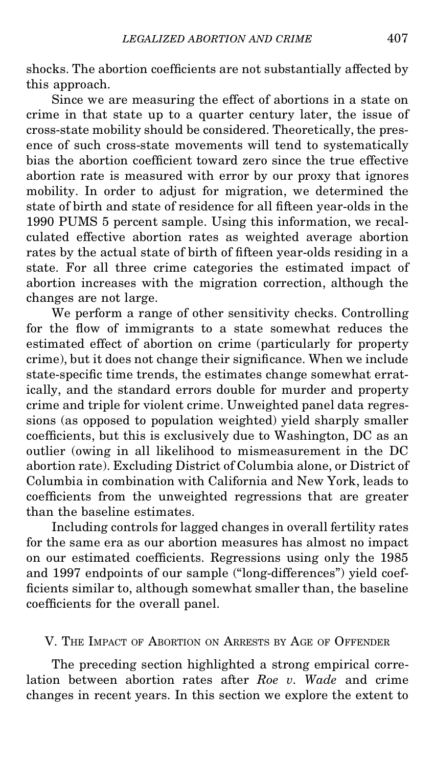shocks. The abortion coefficients are not substantially affected by this approach.

Since we are measuring the effect of abortions in a state on crime in that state up to a quarter century later, the issue of cross-state mobility should be considered. Theoretically, the presence of such cross-state movements will tend to systematically bias the abortion coefficient toward zero since the true effective abortion rate is measured with error by our proxy that ignores mobility. In order to adjust for migration, we determined the state of birth and state of residence for all fifteen year-olds in the 1990 PUMS 5 percent sample. Using this information, we recalculated effective abortion rates as weighted average abortion rates by the actual state of birth of fifteen year-olds residing in a state. For all three crime categories the estimated impact of abortion increases with the migration correction, although the changes are not large.

We perform a range of other sensitivity checks. Controlling for the flow of immigrants to a state somewhat reduces the estimated effect of abortion on crime (particularly for property crime), but it does not change their significance. When we include state-specific time trends, the estimates change somewhat erratically, and the standard errors double for murder and property crime and triple for violent crime. Unweighted panel data regressions (as opposed to population weighted) yield sharply smaller coefficients, but this is exclusively due to Washington, DC as an outlier (owing in all likelihood to mismeasurement in the DC abortion rate). Excluding District of Columbia alone, or District of Columbia in combination with California and New York, leads to coefficients from the unweighted regressions that are greater than the baseline estimates.

Including controls for lagged changes in overall fertility rates for the same era as our abortion measures has almost no impact on our estimated coefficients. Regressions using only the 1985 and 1997 endpoints of our sample ("long-differences") yield coefficients similar to, although somewhat smaller than, the baseline coefficients for the overall panel.

## V. The Impact of Abortion on Arrests by Age of Offender

The preceding section highlighted a strong empirical correlation between abortion rates after *Roe v. Wade* and crime changes in recent years. In this section we explore the extent to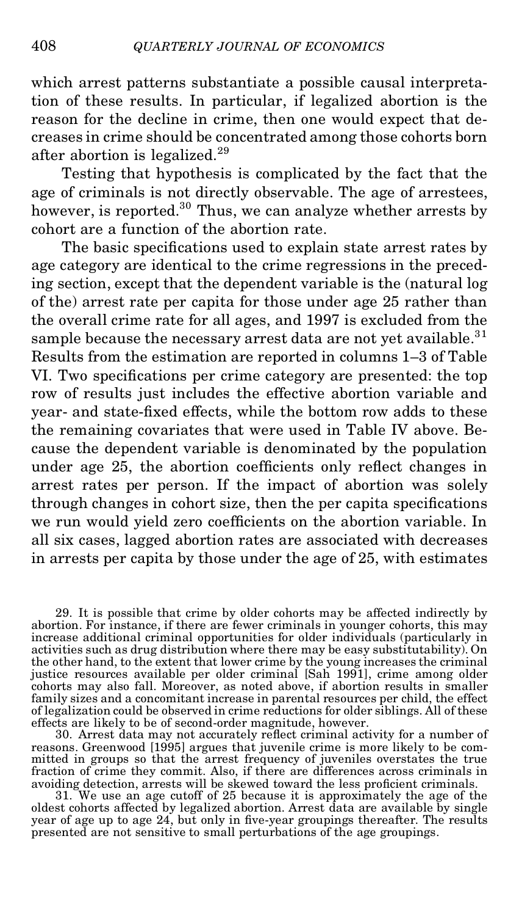which arrest patterns substantiate a possible causal interpretation of these results. In particular, if legalized abortion is the reason for the decline in crime, then one would expect that decreases in crime should be concentrated among those cohorts born after abortion is legalized.[29]

Testing that hypothesis is complicated by the fact that the age of criminals is not directly observable. The age of arrestees, however, is reported.[30] Thus, we can analyze whether arrests by cohort are a function of the abortion rate.

The basic specifications used to explain state arrest rates by age category are identical to the crime regressions in the preceding section, except that the dependent variable is the (natural log of the) arrest rate per capita for those under age 25 rather than the overall crime rate for all ages, and 1997 is excluded from the sample because the necessary arrest data are not yet available.[31] Results from the estimation are reported in columns 1–3 of Table VI. Two specifications per crime category are presented: the top row of results just includes the effective abortion variable and year- and state-fixed effects, while the bottom row adds to these the remaining covariates that were used in Table IV above. Because the dependent variable is denominated by the population under age 25, the abortion coefficients only reflect changes in arrest rates per person. If the impact of abortion was solely through changes in cohort size, then the per capita specifications we run would yield zero coefficients on the abortion variable. In all six cases, lagged abortion rates are associated with decreases in arrests per capita by those under the age of 25, with estimates

29. It is possible that crime by older cohorts may be affected indirectly by abortion. For instance, if there are fewer criminals in younger cohorts, this may increase additional criminal opportunities for older individuals (particularly in activities such as drug distribution where there may be easy substitutability). On the other hand, to the extent that lower crime by the young increases the criminal justice resources available per older criminal [Sah 1991], crime among older cohorts may also fall. Moreover, as noted above, if abortion results in smaller family sizes and a concomitant increase in parental resources per child, the effect of legalization could be observed in crime reductions for older siblings. All of these effects are likely to be of second-order magnitude, however.

30. Arrest data may not accurately reflect criminal activity for a number of reasons. Greenwood [1995] argues that juvenile crime is more likely to be committed in groups so that the arrest frequency of juveniles overstates the true fraction of crime they commit. Also, if there are differences across criminals in avoiding detection, arrests will be skewed toward the less proficient criminals.

31. We use an age cutoff of 25 because it is approximately the age of the oldest cohorts affected by legalized abortion. Arrest data are available by single year of age up to age 24, but only in five-year groupings thereafter. The results presented are not sensitive to small perturbations of the age groupings.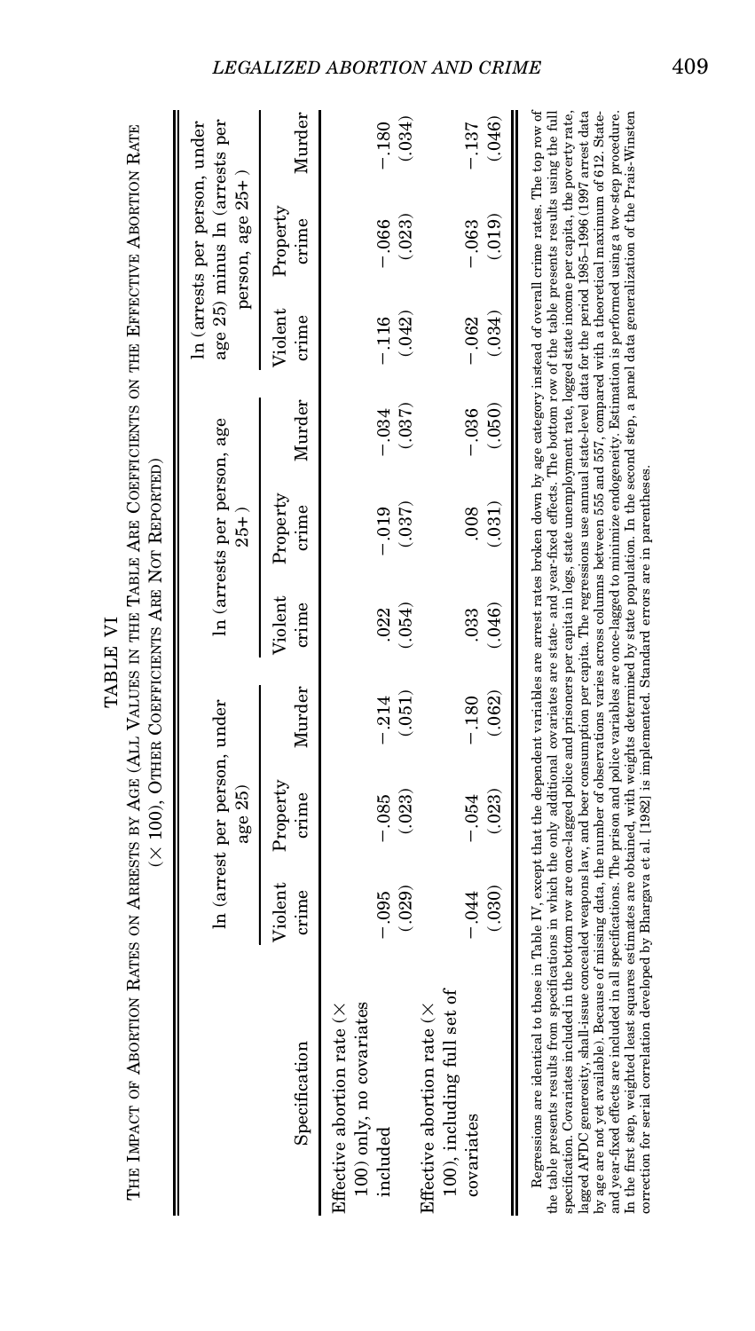TABLE VI

THE IMPACT OF ABORTION RATES ON ARRESTS BY AGE (ALL VALUES IN THE TABLE ARE COEFFICIENTS ON THE EFFECTIVE ABORTION RATE (× 100), OTHER COEFFICIENTS ARE NOT REPORTED)

| Specification | ln (arrest per person, under age 25) | | | ln (arrests per person, age 25+) | | | ln (arrests per person, under age 25) minus ln (arrests per person, age 25+) | | |
|---|---|---|---|---|---|---|---|---|---|
| | Violent crime | Property crime | Murder | Violent crime | Property crime | Murder | Violent crime | Property crime | Murder |
| Effective abortion rate (× 100) only, no covariates included | −.095 (.029) | −.085 (.023) | −.214 (.051) | .022 (.054) | −.019 (.037) | −.034 (.037) | −.116 (.042) | −.066 (.023) | −.180 (.034) |
| Effective abortion rate (× 100), including full set of covariates | −.044 (.030) | −.054 (.023) | −.180 (.062) | .033 (.046) | .008 (.031) | −.036 (.050) | −.062 (.034) | −.063 (.019) | −.137 (.046) |

Regressions are identical to those in Table IV, except that the dependent variables are arrest rates broken down by age category instead of overall crime rates. The top row of the table presents results from specifications in which the only additional covariates are state- and year-fixed effects. The bottom row of the table presents results using the full specification. Covariates included in the bottom row are once-lagged police and prisoners per capita in logs, state unemployment rate, logged state income per capita, the poverty rate, lagged AFDC generosity, shall-issue concealed weapons law, and beer consumption per capita. The regressions use annual state-level data for the period 1985–1996 (1997 arrest data by age are not yet available). Because of missing data, the number of observations varies across columns between 555 and 557, compared with a theoretical maximum of 612. State- and year-fixed effects are included in all specifications. The prison and police variables are once-lagged to minimize endogeneity. Estimation is performed using a two-step procedure. In the first step, weighted least squares estimates are obtained, with weights determined by state population. In the second step, a panel data generalization of the Prais-Winsten correction for serial correlation developed by Bhargava et al. [1982] is implemented. Standard errors are in parentheses.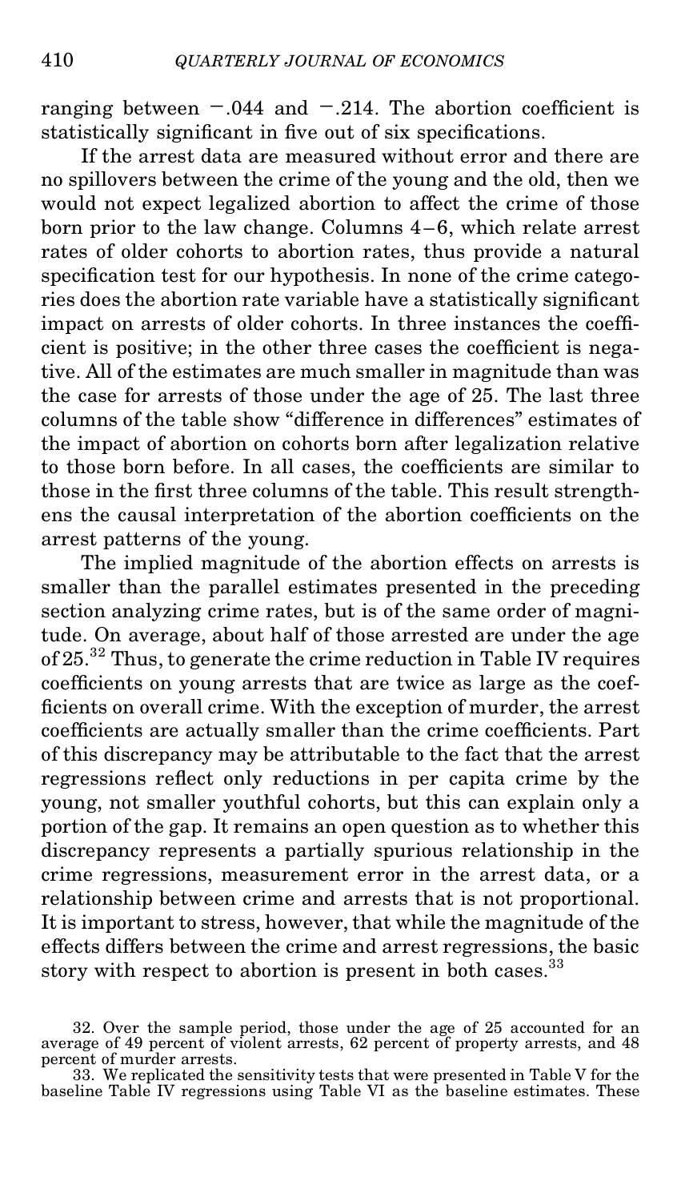ranging between $-.044$ and $-.214$. The abortion coefficient is statistically significant in five out of six specifications.

If the arrest data are measured without error and there are no spillovers between the crime of the young and the old, then we would not expect legalized abortion to affect the crime of those born prior to the law change. Columns 4–6, which relate arrest rates of older cohorts to abortion rates, thus provide a natural specification test for our hypothesis. In none of the crime categories does the abortion rate variable have a statistically significant impact on arrests of older cohorts. In three instances the coefficient is positive; in the other three cases the coefficient is negative. All of the estimates are much smaller in magnitude than was the case for arrests of those under the age of 25. The last three columns of the table show "difference in differences" estimates of the impact of abortion on cohorts born after legalization relative to those born before. In all cases, the coefficients are similar to those in the first three columns of the table. This result strengthens the causal interpretation of the abortion coefficients on the arrest patterns of the young.

The implied magnitude of the abortion effects on arrests is smaller than the parallel estimates presented in the preceding section analyzing crime rates, but is of the same order of magnitude. On average, about half of those arrested are under the age of 25.[32] Thus, to generate the crime reduction in Table IV requires coefficients on young arrests that are twice as large as the coefficients on overall crime. With the exception of murder, the arrest coefficients are actually smaller than the crime coefficients. Part of this discrepancy may be attributable to the fact that the arrest regressions reflect only reductions in per capita crime by the young, not smaller youthful cohorts, but this can explain only a portion of the gap. It remains an open question as to whether this discrepancy represents a partially spurious relationship in the crime regressions, measurement error in the arrest data, or a relationship between crime and arrests that is not proportional. It is important to stress, however, that while the magnitude of the effects differs between the crime and arrest regressions, the basic story with respect to abortion is present in both cases.[33]

32. Over the sample period, those under the age of 25 accounted for an average of 49 percent of violent arrests, 62 percent of property arrests, and 48 percent of murder arrests.

33. We replicated the sensitivity tests that were presented in Table V for the baseline Table IV regressions using Table VI as the baseline estimates. These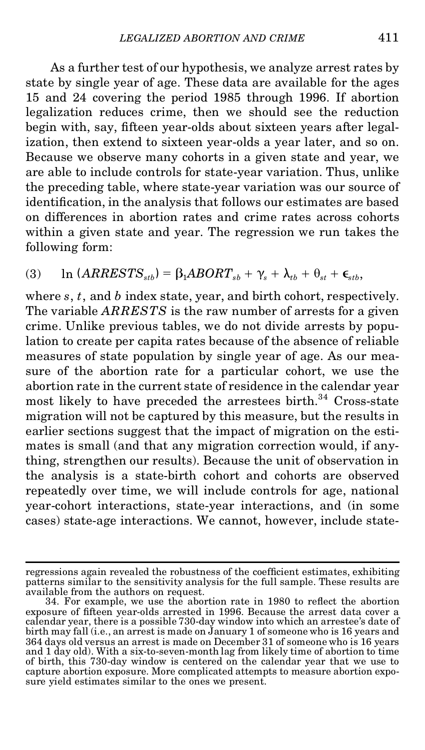As a further test of our hypothesis, we analyze arrest rates by state by single year of age. These data are available for the ages 15 and 24 covering the period 1985 through 1996. If abortion legalization reduces crime, then we should see the reduction begin with, say, fifteen year-olds about sixteen years after legalization, then extend to sixteen year-olds a year later, and so on. Because we observe many cohorts in a given state and year, we are able to include controls for state-year variation. Thus, unlike the preceding table, where state-year variation was our source of identification, in the analysis that follows our estimates are based on differences in abortion rates and crime rates across cohorts within a given state and year. The regression we run takes the following form:

$$\ln\,(ARRESTS_{stb}) = \beta_1 ABORT_{sb} + \gamma_s + \lambda_{tb} + \theta_{st} + \epsilon_{stb}, \tag{3}$$

where $s$, $t$, and $b$ index state, year, and birth cohort, respectively. The variable $ARRESTS$ is the raw number of arrests for a given crime. Unlike previous tables, we do not divide arrests by population to create per capita rates because of the absence of reliable measures of state population by single year of age. As our measure of the abortion rate for a particular cohort, we use the abortion rate in the current state of residence in the calendar year most likely to have preceded the arrestees birth.[34] Cross-state migration will not be captured by this measure, but the results in earlier sections suggest that the impact of migration on the estimates is small (and that any migration correction would, if anything, strengthen our results). Because the unit of observation in the analysis is a state-birth cohort and cohorts are observed repeatedly over time, we will include controls for age, national year-cohort interactions, state-year interactions, and (in some cases) state-age interactions. We cannot, however, include state-

---

regressions again revealed the robustness of the coefficient estimates, exhibiting patterns similar to the sensitivity analysis for the full sample. These results are available from the authors on request.

34. For example, we use the abortion rate in 1980 to reflect the abortion exposure of fifteen year-olds arrested in 1996. Because the arrest data cover a calendar year, there is a possible 730-day window into which an arrestee's date of birth may fall (i.e., an arrest is made on January 1 of someone who is 16 years and 364 days old versus an arrest is made on December 31 of someone who is 16 years and 1 day old). With a six-to-seven-month lag from likely time of abortion to time of birth, this 730-day window is centered on the calendar year that we use to capture abortion exposure. More complicated attempts to measure abortion exposure yield estimates similar to the ones we present.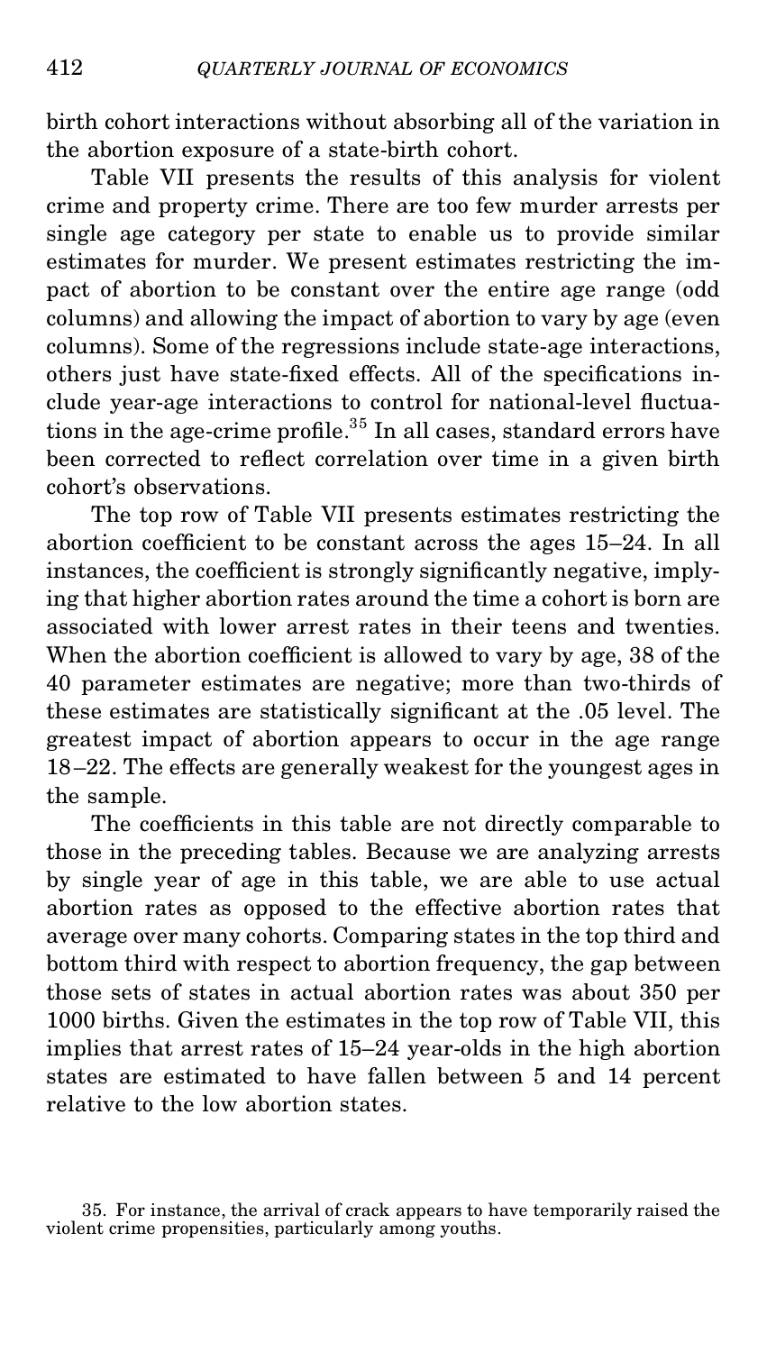birth cohort interactions without absorbing all of the variation in the abortion exposure of a state-birth cohort.

Table VII presents the results of this analysis for violent crime and property crime. There are too few murder arrests per single age category per state to enable us to provide similar estimates for murder. We present estimates restricting the impact of abortion to be constant over the entire age range (odd columns) and allowing the impact of abortion to vary by age (even columns). Some of the regressions include state-age interactions, others just have state-fixed effects. All of the specifications include year-age interactions to control for national-level fluctuations in the age-crime profile.[35] In all cases, standard errors have been corrected to reflect correlation over time in a given birth cohort's observations.

The top row of Table VII presents estimates restricting the abortion coefficient to be constant across the ages 15–24. In all instances, the coefficient is strongly significantly negative, implying that higher abortion rates around the time a cohort is born are associated with lower arrest rates in their teens and twenties. When the abortion coefficient is allowed to vary by age, 38 of the 40 parameter estimates are negative; more than two-thirds of these estimates are statistically significant at the .05 level. The greatest impact of abortion appears to occur in the age range 18–22. The effects are generally weakest for the youngest ages in the sample.

The coefficients in this table are not directly comparable to those in the preceding tables. Because we are analyzing arrests by single year of age in this table, we are able to use actual abortion rates as opposed to the effective abortion rates that average over many cohorts. Comparing states in the top third and bottom third with respect to abortion frequency, the gap between those sets of states in actual abortion rates was about 350 per 1000 births. Given the estimates in the top row of Table VII, this implies that arrest rates of 15–24 year-olds in the high abortion states are estimated to have fallen between 5 and 14 percent relative to the low abortion states.

35. For instance, the arrival of crack appears to have temporarily raised the violent crime propensities, particularly among youths.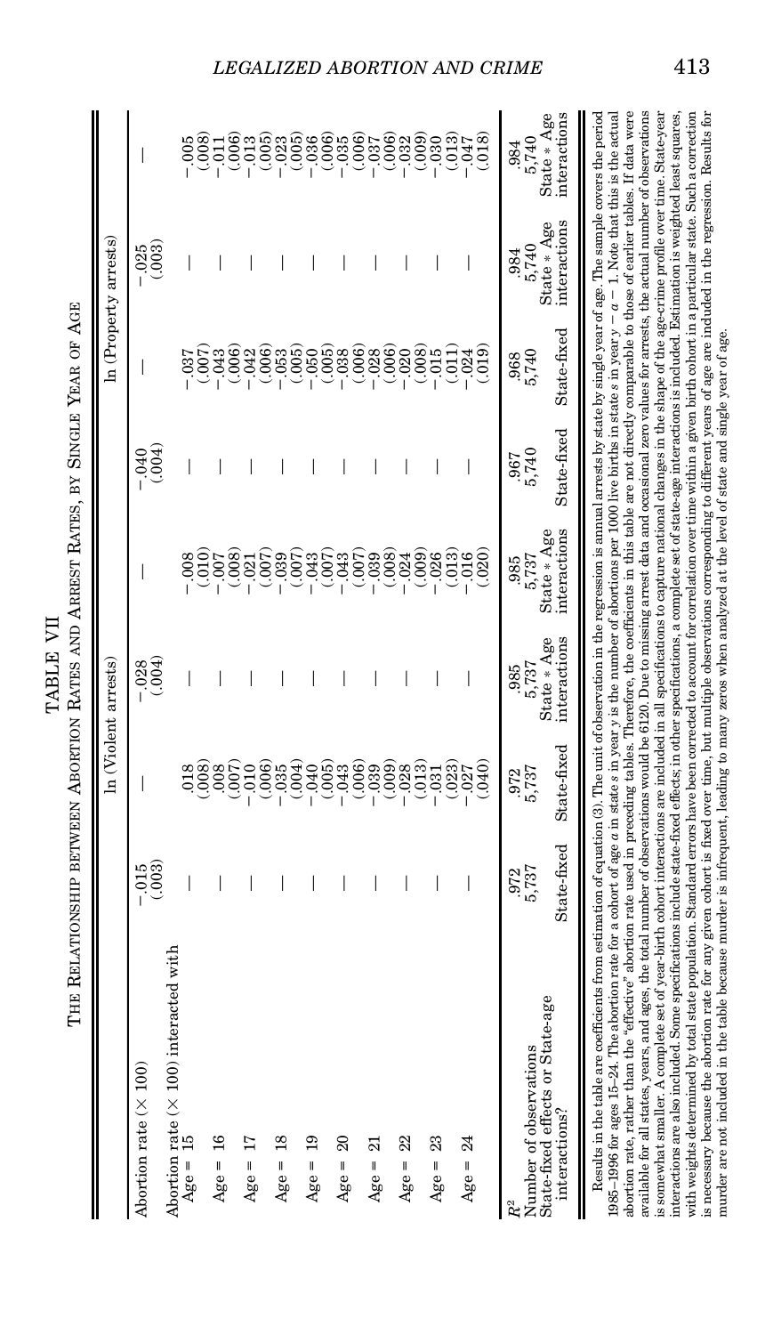TABLE VII

THE RELATIONSHIP BETWEEN ABORTION RATES AND ARREST RATES, BY SINGLE YEAR OF AGE

| | ln (Violent arrests) | | | ln (Property arrests) | | |
|---|---|---|---|---|---|---|
| Abortion rate (× 100) | −.015 (.003) | — | −.028 (.004) | — | −.040 (.004) | — | −.025 (.003) | — |
| Abortion rate (× 100) interacted with | | | | | | | | |
| Age = 15 | — | .018 (.008) | — | −.008 (.010) | — | −.037 (.007) | — | −.005 (.008) |
| Age = 16 | — | .008 (.007) | — | −.007 (.008) | — | −.043 (.006) | — | −.011 (.006) |
| Age = 17 | — | −.010 (.006) | — | −.021 (.007) | — | −.042 (.006) | — | −.013 (.005) |
| Age = 18 | — | −.035 (.004) | — | −.039 (.007) | — | −.053 (.005) | — | −.023 (.005) |
| Age = 19 | — | −.040 (.005) | — | −.043 (.007) | — | −.050 (.005) | — | −.036 (.006) |
| Age = 20 | — | −.043 (.006) | — | −.043 (.007) | — | −.038 (.006) | — | −.035 (.006) |
| Age = 21 | — | −.039 (.009) | — | −.039 (.008) | — | −.028 (.006) | — | −.037 (.006) |
| Age = 22 | — | −.028 (.013) | — | −.024 (.009) | — | −.020 (.008) | — | −.032 (.009) |
| Age = 23 | — | −.031 (.023) | — | −.026 (.013) | — | −.015 (.011) | — | −.030 (.013) |
| Age = 24 | — | −.027 (.040) | — | −.016 (.020) | — | −.024 (.019) | — | −.047 (.018) |
| $R^2$ | .972 | .972 | .985 | .985 | .967 | .968 | .984 | .984 |
| Number of observations | 5,737 | 5,737 | 5,737 | 5,737 | 5,740 | 5,740 | 5,740 | 5,740 |
| State-fixed effects or State-age interactions? | State-fixed | State-fixed | State * Age interactions | State * Age interactions | State-fixed | State-fixed | State * Age interactions | State * Age interactions |

Results in the table are coefficients from estimation of equation (3). The unit of observation in the regression is annual arrests by state by single year of age. The sample covers the period 1985–1996 for ages 15–24. The abortion rate for a cohort of age $a$ in state $s$ in year $y$ is the number of abortions per 1000 live births in state $s$ in year $y - a - 1$. Note that this is the actual abortion rate, rather than the "effective" abortion rate used in preceding tables. Therefore, the coefficients in this table are not directly comparable to those of earlier tables. If data were available for all states, years, and ages, the total number of observations would be 6120. Due to missing arrest data and occasional zero values for arrests, the actual number of observations is somewhat smaller. A complete set of year-birth cohort interactions are included in all specifications to capture national changes in the shape of the age-crime profile over time. State-year interactions are also included. Some specifications include state-fixed effects; in other specifications, a complete set of state-age interactions is included. Estimation is weighted least squares, with weights determined by total state population. Standard errors have been corrected to account for correlation over time within a given birth cohort in a particular state. Such a correction is necessary because the abortion rate for any given cohort is fixed over time, but multiple observations corresponding to different years of age are included in the regression. Results for murder are not included in the table because murder is infrequent, leading to many zeros when analyzed at the level of state and single year of age.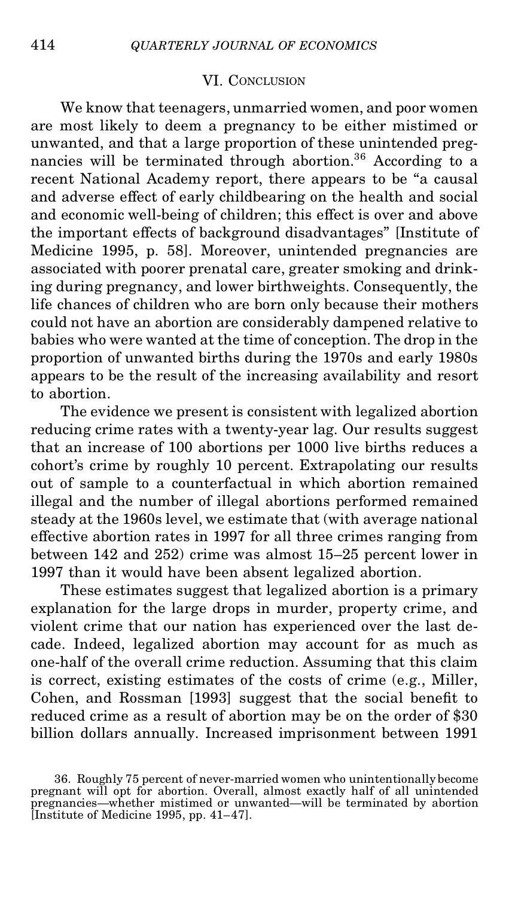## VI. Conclusion

We know that teenagers, unmarried women, and poor women are most likely to deem a pregnancy to be either mistimed or unwanted, and that a large proportion of these unintended pregnancies will be terminated through abortion.[36] According to a recent National Academy report, there appears to be "a causal and adverse effect of early childbearing on the health and social and economic well-being of children; this effect is over and above the important effects of background disadvantages" [Institute of Medicine 1995, p. 58]. Moreover, unintended pregnancies are associated with poorer prenatal care, greater smoking and drinking during pregnancy, and lower birthweights. Consequently, the life chances of children who are born only because their mothers could not have an abortion are considerably dampened relative to babies who were wanted at the time of conception. The drop in the proportion of unwanted births during the 1970s and early 1980s appears to be the result of the increasing availability and resort to abortion.

The evidence we present is consistent with legalized abortion reducing crime rates with a twenty-year lag. Our results suggest that an increase of 100 abortions per 1000 live births reduces a cohort's crime by roughly 10 percent. Extrapolating our results out of sample to a counterfactual in which abortion remained illegal and the number of illegal abortions performed remained steady at the 1960s level, we estimate that (with average national effective abortion rates in 1997 for all three crimes ranging from between 142 and 252) crime was almost 15–25 percent lower in 1997 than it would have been absent legalized abortion.

These estimates suggest that legalized abortion is a primary explanation for the large drops in murder, property crime, and violent crime that our nation has experienced over the last decade. Indeed, legalized abortion may account for as much as one-half of the overall crime reduction. Assuming that this claim is correct, existing estimates of the costs of crime (e.g., Miller, Cohen, and Rossman [1993] suggest that the social benefit to reduced crime as a result of abortion may be on the order of $30 billion dollars annually. Increased imprisonment between 1991

36. Roughly 75 percent of never-married women who unintentionally become pregnant will opt for abortion. Overall, almost exactly half of all unintended pregnancies—whether mistimed or unwanted—will be terminated by abortion [Institute of Medicine 1995, pp. 41–47].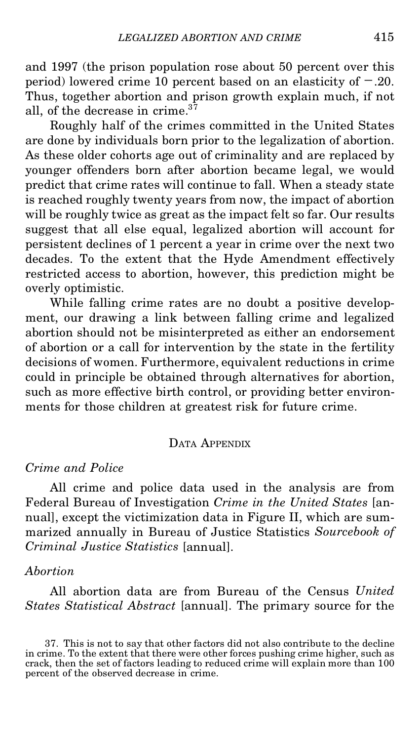and 1997 (the prison population rose about 50 percent over this period) lowered crime 10 percent based on an elasticity of $-.20$. Thus, together abortion and prison growth explain much, if not all, of the decrease in crime.[37]

Roughly half of the crimes committed in the United States are done by individuals born prior to the legalization of abortion. As these older cohorts age out of criminality and are replaced by younger offenders born after abortion became legal, we would predict that crime rates will continue to fall. When a steady state is reached roughly twenty years from now, the impact of abortion will be roughly twice as great as the impact felt so far. Our results suggest that all else equal, legalized abortion will account for persistent declines of 1 percent a year in crime over the next two decades. To the extent that the Hyde Amendment effectively restricted access to abortion, however, this prediction might be overly optimistic.

While falling crime rates are no doubt a positive development, our drawing a link between falling crime and legalized abortion should not be misinterpreted as either an endorsement of abortion or a call for intervention by the state in the fertility decisions of women. Furthermore, equivalent reductions in crime could in principle be obtained through alternatives for abortion, such as more effective birth control, or providing better environments for those children at greatest risk for future crime.

## Data Appendix

### *Crime and Police*

All crime and police data used in the analysis are from Federal Bureau of Investigation *Crime in the United States* [annual], except the victimization data in Figure II, which are summarized annually in Bureau of Justice Statistics *Sourcebook of Criminal Justice Statistics* [annual].

### *Abortion*

All abortion data are from Bureau of the Census *United States Statistical Abstract* [annual]. The primary source for the

37. This is not to say that other factors did not also contribute to the decline in crime. To the extent that there were other forces pushing crime higher, such as crack, then the set of factors leading to reduced crime will explain more than 100 percent of the observed decrease in crime.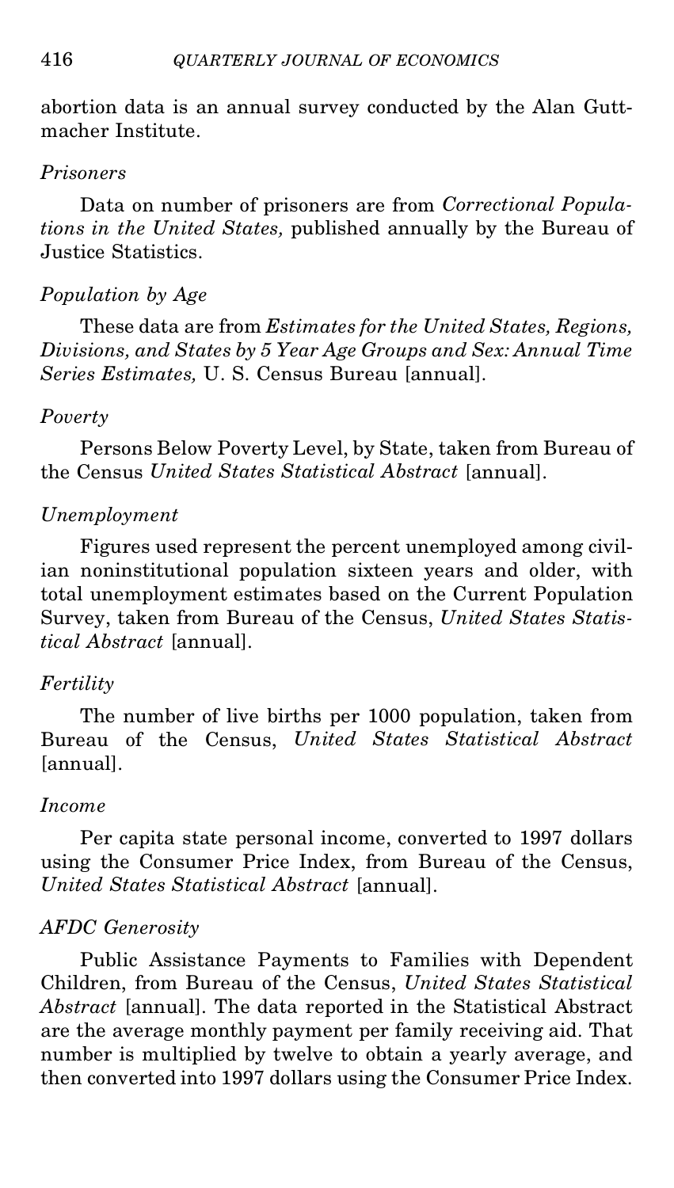abortion data is an annual survey conducted by the Alan Guttmacher Institute.

*Prisoners*

Data on number of prisoners are from *Correctional Populations in the United States,* published annually by the Bureau of Justice Statistics.

*Population by Age*

These data are from *Estimates for the United States, Regions, Divisions, and States by 5 Year Age Groups and Sex: Annual Time Series Estimates,* U. S. Census Bureau [annual].

*Poverty*

Persons Below Poverty Level, by State, taken from Bureau of the Census *United States Statistical Abstract* [annual].

*Unemployment*

Figures used represent the percent unemployed among civilian noninstitutional population sixteen years and older, with total unemployment estimates based on the Current Population Survey, taken from Bureau of the Census, *United States Statistical Abstract* [annual].

*Fertility*

The number of live births per 1000 population, taken from Bureau of the Census, *United States Statistical Abstract* [annual].

*Income*

Per capita state personal income, converted to 1997 dollars using the Consumer Price Index, from Bureau of the Census, *United States Statistical Abstract* [annual].

*AFDC Generosity*

Public Assistance Payments to Families with Dependent Children, from Bureau of the Census, *United States Statistical Abstract* [annual]. The data reported in the Statistical Abstract are the average monthly payment per family receiving aid. That number is multiplied by twelve to obtain a yearly average, and then converted into 1997 dollars using the Consumer Price Index.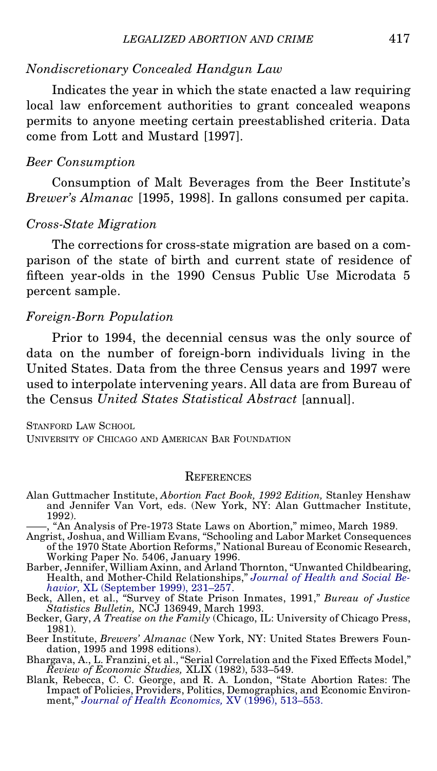*Nondiscretionary Concealed Handgun Law*

Indicates the year in which the state enacted a law requiring local law enforcement authorities to grant concealed weapons permits to anyone meeting certain preestablished criteria. Data come from Lott and Mustard [1997].

*Beer Consumption*

Consumption of Malt Beverages from the Beer Institute's *Brewer's Almanac* [1995, 1998]. In gallons consumed per capita.

*Cross-State Migration*

The corrections for cross-state migration are based on a comparison of the state of birth and current state of residence of fifteen year-olds in the 1990 Census Public Use Microdata 5 percent sample.

*Foreign-Born Population*

Prior to 1994, the decennial census was the only source of data on the number of foreign-born individuals living in the United States. Data from the three Census years and 1997 were used to interpolate intervening years. All data are from Bureau of the Census *United States Statistical Abstract* [annual].

STANFORD LAW SCHOOL
UNIVERSITY OF CHICAGO AND AMERICAN BAR FOUNDATION

## REFERENCES

Alan Guttmacher Institute, *Abortion Fact Book, 1992 Edition,* Stanley Henshaw and Jennifer Van Vort, eds. (New York, NY: Alan Guttmacher Institute, 1992).

——, "An Analysis of Pre-1973 State Laws on Abortion," mimeo, March 1989.

Angrist, Joshua, and William Evans, "Schooling and Labor Market Consequences of the 1970 State Abortion Reforms," National Bureau of Economic Research, Working Paper No. 5406, January 1996.

Barber, Jennifer, William Axinn, and Arland Thornton, "Unwanted Childbearing, Health, and Mother-Child Relationships," *Journal of Health and Social Behavior,* XL (September 1999), 231–257.

Beck, Allen, et al., "Survey of State Prison Inmates, 1991," *Bureau of Justice Statistics Bulletin,* NCJ 136949, March 1993.

Becker, Gary, *A Treatise on the Family* (Chicago, IL: University of Chicago Press, 1981).

Beer Institute, *Brewers' Almanac* (New York, NY: United States Brewers Foundation, 1995 and 1998 editions).

Bhargava, A., L. Franzini, et al., "Serial Correlation and the Fixed Effects Model," *Review of Economic Studies,* XLIX (1982), 533–549.

Blank, Rebecca, C. C. George, and R. A. London, "State Abortion Rates: The Impact of Policies, Providers, Politics, Demographics, and Economic Environment," *Journal of Health Economics,* XV (1996), 513–553.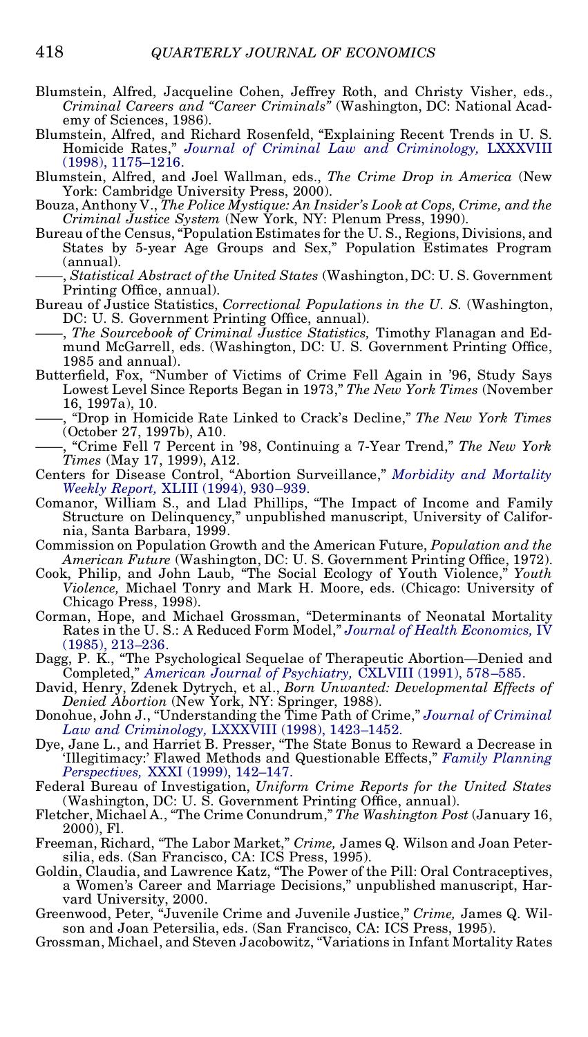Blumstein, Alfred, Jacqueline Cohen, Jeffrey Roth, and Christy Visher, eds., *Criminal Careers and "Career Criminals"* (Washington, DC: National Academy of Sciences, 1986).

Blumstein, Alfred, and Richard Rosenfeld, "Explaining Recent Trends in U. S. Homicide Rates," *Journal of Criminal Law and Criminology,* LXXXVIII (1998), 1175–1216.

Blumstein, Alfred, and Joel Wallman, eds., *The Crime Drop in America* (New York: Cambridge University Press, 2000).

Bouza, Anthony V., *The Police Mystique: An Insider's Look at Cops, Crime, and the Criminal Justice System* (New York, NY: Plenum Press, 1990).

Bureau of the Census, "Population Estimates for the U. S., Regions, Divisions, and States by 5-year Age Groups and Sex," Population Estimates Program (annual).

——, *Statistical Abstract of the United States* (Washington, DC: U. S. Government Printing Office, annual).

Bureau of Justice Statistics, *Correctional Populations in the U. S.* (Washington, DC: U. S. Government Printing Office, annual).

——, *The Sourcebook of Criminal Justice Statistics,* Timothy Flanagan and Edmund McGarrell, eds. (Washington, DC: U. S. Government Printing Office, 1985 and annual).

Butterfield, Fox, "Number of Victims of Crime Fell Again in '96, Study Says Lowest Level Since Reports Began in 1973," *The New York Times* (November 16, 1997a), 10.

——, "Drop in Homicide Rate Linked to Crack's Decline," *The New York Times* (October 27, 1997b), A10.

——, "Crime Fell 7 Percent in '98, Continuing a 7-Year Trend," *The New York Times* (May 17, 1999), A12.

Centers for Disease Control, "Abortion Surveillance," *Morbidity and Mortality Weekly Report,* XLIII (1994), 930–939.

Comanor, William S., and Llad Phillips, "The Impact of Income and Family Structure on Delinquency," unpublished manuscript, University of California, Santa Barbara, 1999.

Commission on Population Growth and the American Future, *Population and the American Future* (Washington, DC: U. S. Government Printing Office, 1972).

Cook, Philip, and John Laub, "The Social Ecology of Youth Violence," *Youth Violence,* Michael Tonry and Mark H. Moore, eds. (Chicago: University of Chicago Press, 1998).

Corman, Hope, and Michael Grossman, "Determinants of Neonatal Mortality Rates in the U. S.: A Reduced Form Model," *Journal of Health Economics,* IV (1985), 213–236.

Dagg, P. K., "The Psychological Sequelae of Therapeutic Abortion—Denied and Completed," *American Journal of Psychiatry,* CXLVIII (1991), 578–585.

David, Henry, Zdenek Dytrych, et al., *Born Unwanted: Developmental Effects of Denied Abortion* (New York, NY: Springer, 1988).

Donohue, John J., "Understanding the Time Path of Crime," *Journal of Criminal Law and Criminology,* LXXXVIII (1998), 1423–1452.

Dye, Jane L., and Harriet B. Presser, "The State Bonus to Reward a Decrease in 'Illegitimacy:' Flawed Methods and Questionable Effects," *Family Planning Perspectives,* XXXI (1999), 142–147.

Federal Bureau of Investigation, *Uniform Crime Reports for the United States* (Washington, DC: U. S. Government Printing Office, annual).

Fletcher, Michael A., "The Crime Conundrum," *The Washington Post* (January 16, 2000), F1.

Freeman, Richard, "The Labor Market," *Crime,* James Q. Wilson and Joan Petersilia, eds. (San Francisco, CA: ICS Press, 1995).

Goldin, Claudia, and Lawrence Katz, "The Power of the Pill: Oral Contraceptives, a Women's Career and Marriage Decisions," unpublished manuscript, Harvard University, 2000.

Greenwood, Peter, "Juvenile Crime and Juvenile Justice," *Crime,* James Q. Wilson and Joan Petersilia, eds. (San Francisco, CA: ICS Press, 1995).

Grossman, Michael, and Steven Jacobowitz, "Variations in Infant Mortality Rates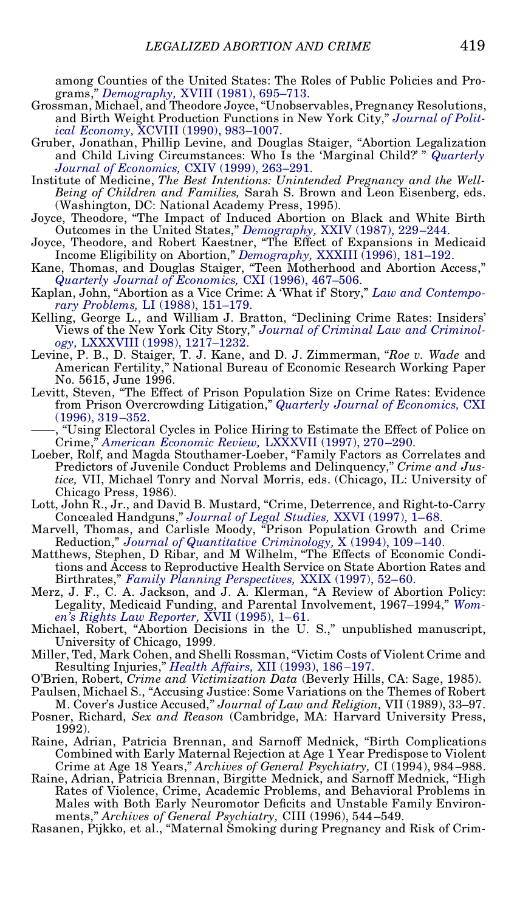among Counties of the United States: The Roles of Public Policies and Programs," *Demography,* XVIII (1981), 695–713.

Grossman, Michael, and Theodore Joyce, "Unobservables, Pregnancy Resolutions, and Birth Weight Production Functions in New York City," *Journal of Political Economy,* XCVIII (1990), 983–1007.

Gruber, Jonathan, Phillip Levine, and Douglas Staiger, "Abortion Legalization and Child Living Circumstances: Who Is the 'Marginal Child?' " *Quarterly Journal of Economics,* CXIV (1999), 263–291.

Institute of Medicine, *The Best Intentions: Unintended Pregnancy and the Well-Being of Children and Families,* Sarah S. Brown and Leon Eisenberg, eds. (Washington, DC: National Academy Press, 1995).

Joyce, Theodore, "The Impact of Induced Abortion on Black and White Birth Outcomes in the United States," *Demography,* XXIV (1987), 229–244.

Joyce, Theodore, and Robert Kaestner, "The Effect of Expansions in Medicaid Income Eligibility on Abortion," *Demography,* XXXIII (1996), 181–192.

Kane, Thomas, and Douglas Staiger, "Teen Motherhood and Abortion Access," *Quarterly Journal of Economics,* CXI (1996), 467–506.

Kaplan, John, "Abortion as a Vice Crime: A 'What if' Story," *Law and Contemporary Problems,* LI (1988), 151–179.

Kelling, George L., and William J. Bratton, "Declining Crime Rates: Insiders' Views of the New York City Story," *Journal of Criminal Law and Criminology,* LXXXVIII (1998), 1217–1232.

Levine, P. B., D. Staiger, T. J. Kane, and D. J. Zimmerman, "*Roe v. Wade* and American Fertility," National Bureau of Economic Research Working Paper No. 5615, June 1996.

Levitt, Steven, "The Effect of Prison Population Size on Crime Rates: Evidence from Prison Overcrowding Litigation," *Quarterly Journal of Economics,* CXI (1996), 319–352.

——, "Using Electoral Cycles in Police Hiring to Estimate the Effect of Police on Crime," *American Economic Review,* LXXXVII (1997), 270–290.

Loeber, Rolf, and Magda Stouthamer-Loeber, "Family Factors as Correlates and Predictors of Juvenile Conduct Problems and Delinquency," *Crime and Justice,* VII, Michael Tonry and Norval Morris, eds. (Chicago, IL: University of Chicago Press, 1986).

Lott, John R., Jr., and David B. Mustard, "Crime, Deterrence, and Right-to-Carry Concealed Handguns," *Journal of Legal Studies,* XXVI (1997), 1–68.

Marvell, Thomas, and Carlisle Moody, "Prison Population Growth and Crime Reduction," *Journal of Quantitative Criminology,* X (1994), 109–140.

Matthews, Stephen, D Ribar, and M Wilhelm, "The Effects of Economic Conditions and Access to Reproductive Health Service on State Abortion Rates and Birthrates," *Family Planning Perspectives,* XXIX (1997), 52–60.

Merz, J. F., C. A. Jackson, and J. A. Klerman, "A Review of Abortion Policy: Legality, Medicaid Funding, and Parental Involvement, 1967–1994," *Women's Rights Law Reporter,* XVII (1995), 1–61.

Michael, Robert, "Abortion Decisions in the U. S.," unpublished manuscript, University of Chicago, 1999.

Miller, Ted, Mark Cohen, and Shelli Rossman, "Victim Costs of Violent Crime and Resulting Injuries," *Health Affairs,* XII (1993), 186–197.

O'Brien, Robert, *Crime and Victimization Data* (Beverly Hills, CA: Sage, 1985).

Paulsen, Michael S., "Accusing Justice: Some Variations on the Themes of Robert M. Cover's Justice Accused," *Journal of Law and Religion,* VII (1989), 33–97.

Posner, Richard, *Sex and Reason* (Cambridge, MA: Harvard University Press, 1992).

Raine, Adrian, Patricia Brennan, and Sarnoff Mednick, "Birth Complications Combined with Early Maternal Rejection at Age 1 Year Predispose to Violent Crime at Age 18 Years," *Archives of General Psychiatry,* CI (1994), 984–988.

Raine, Adrian, Patricia Brennan, Birgitte Mednick, and Sarnoff Mednick, "High Rates of Violence, Crime, Academic Problems, and Behavioral Problems in Males with Both Early Neuromotor Deficits and Unstable Family Environments," *Archives of General Psychiatry,* CIII (1996), 544–549.

Rasanen, Pijkko, et al., "Maternal Smoking during Pregnancy and Risk of Crim-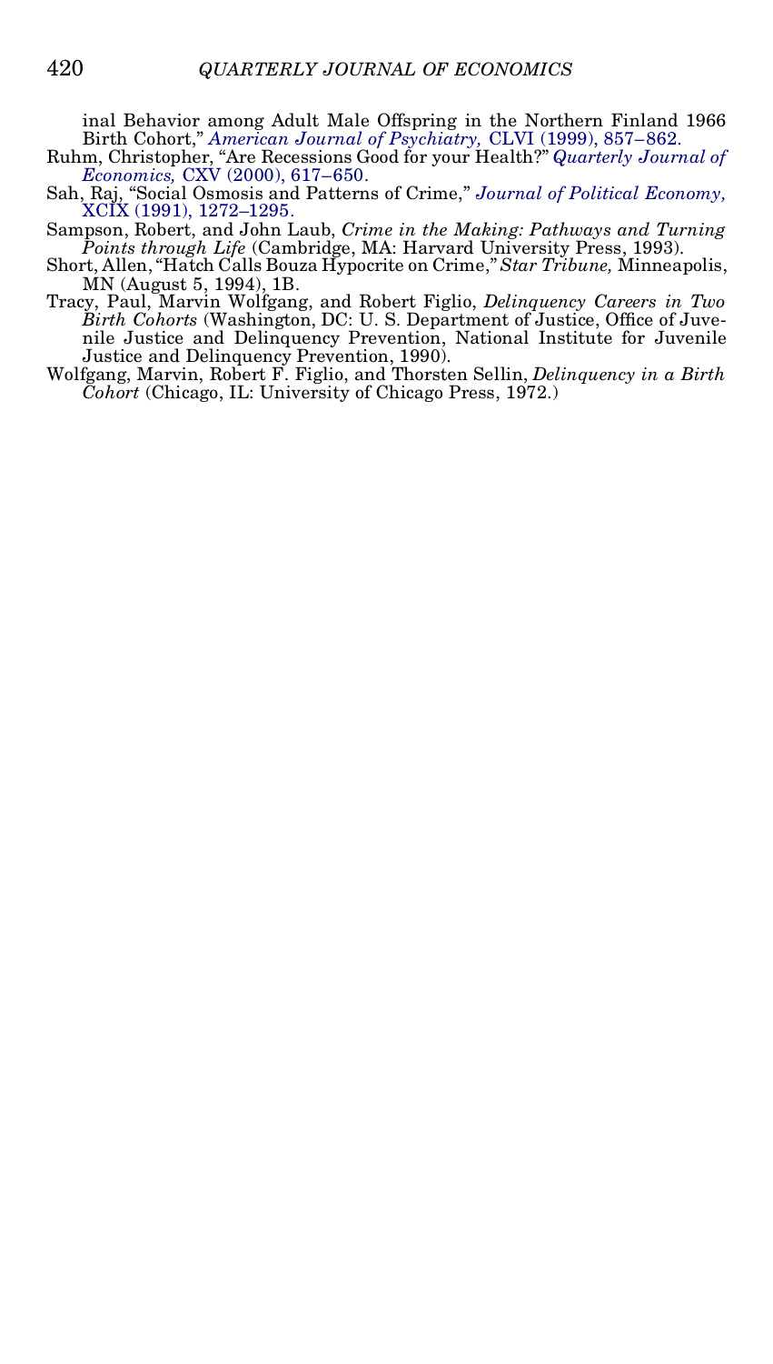inal Behavior among Adult Male Offspring in the Northern Finland 1966 Birth Cohort," *American Journal of Psychiatry,* CLVI (1999), 857–862.

Ruhm, Christopher, "Are Recessions Good for your Health?" *Quarterly Journal of Economics,* CXV (2000), 617–650.

Sah, Raj, "Social Osmosis and Patterns of Crime," *Journal of Political Economy,* XCIX (1991), 1272–1295.

Sampson, Robert, and John Laub, *Crime in the Making: Pathways and Turning Points through Life* (Cambridge, MA: Harvard University Press, 1993).

Short, Allen, "Hatch Calls Bouza Hypocrite on Crime," *Star Tribune,* Minneapolis, MN (August 5, 1994), 1B.

Tracy, Paul, Marvin Wolfgang, and Robert Figlio, *Delinquency Careers in Two Birth Cohorts* (Washington, DC: U. S. Department of Justice, Office of Juvenile Justice and Delinquency Prevention, National Institute for Juvenile Justice and Delinquency Prevention, 1990).

Wolfgang, Marvin, Robert F. Figlio, and Thorsten Sellin, *Delinquency in a Birth Cohort* (Chicago, IL: University of Chicago Press, 1972.)